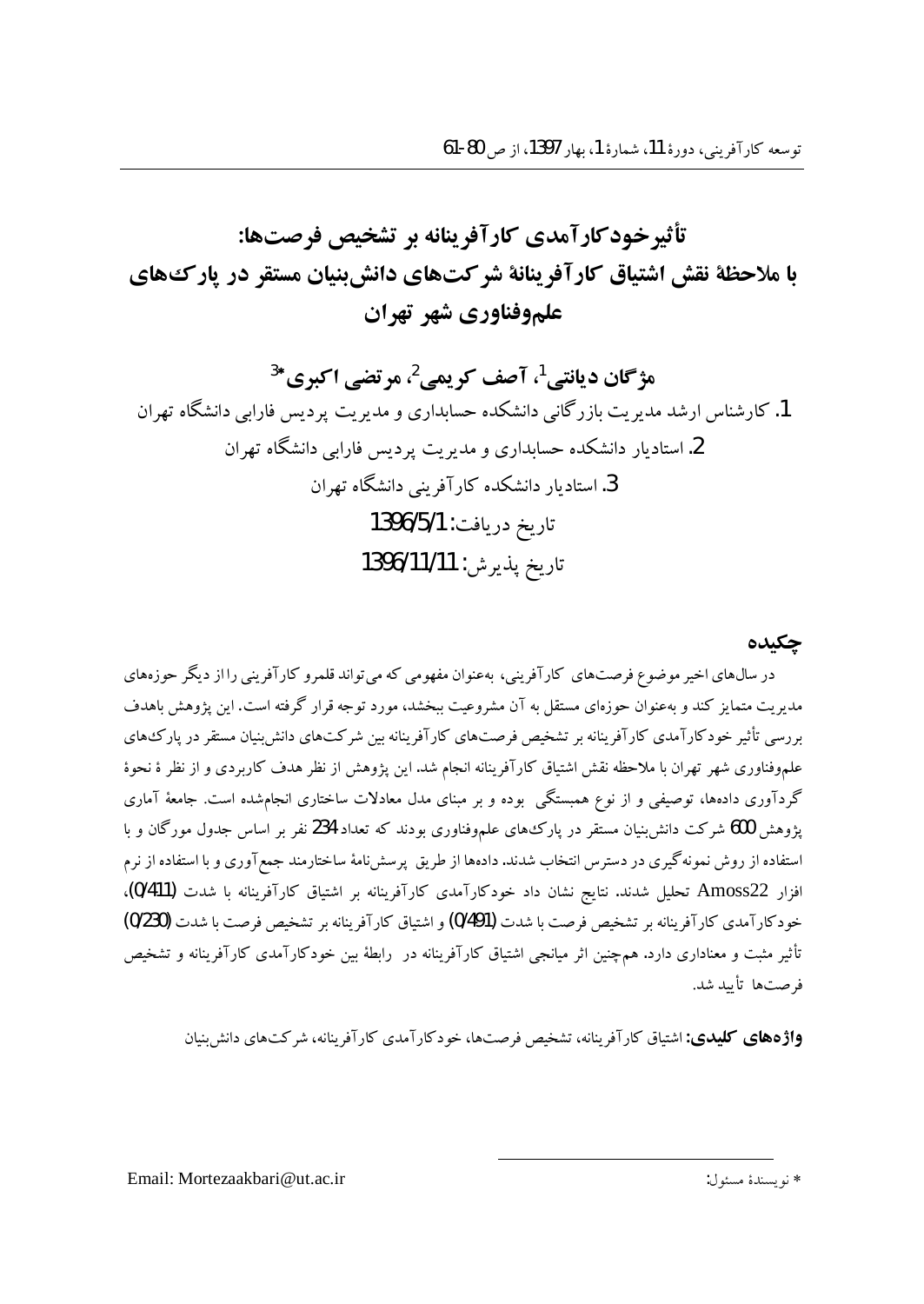# تأثیرخودکارآمدی کارآفرینانه بر تشخیص فرصت‌ها: با ملاحظهٔ نقش اشتیاق کارآفرینانهٔ شرکت‌های دانش‌بنیان مستقر در پارک‌های علم‌وفناوری شهر تهران

**مژگان دیانتی[1]، آصف کریمی[2]، مرتضی اکبری[3]***

1. کارشناس ارشد مدیریت بازرگانی دانشکده حسابداری و مدیریت پردیس فارابی دانشگاه تهران
2. استادیار دانشکده حسابداری و مدیریت پردیس فارابی دانشگاه تهران
3. استادیار دانشکده کارآفرینی دانشگاه تهران

تاریخ دریافت: 1396/5/1

تاریخ پذیرش: 1396/11/11

## چکیده

در سال‌های اخیر موضوع فرصت‌های کارآفرینی، به‌عنوان مفهومی که می‌تواند قلمرو کارآفرینی را از دیگر حوزه‌های مدیریت متمایز کند و به‌عنوان حوزه‌ای مستقل به آن مشروعیت ببخشد، مورد توجه قرار گرفته است. این پژوهش باهدف بررسی تأثیر خودکارآمدی کارآفرینانه بر تشخیص فرصت‌های کارآفرینانه بین شرکت‌های دانش‌بنیان مستقر در پارک‌های علم‌وفناوری شهر تهران با ملاحظه نقش اشتیاق کارآفرینانه انجام شد. این پژوهش از نظر هدف کاربردی و از نظر نحوهٔ گردآوری داده‌ها، توصیفی و از نوع همبستگی بوده و بر مبنای مدل معادلات ساختاری انجام‌شده است. جامعهٔ آماری پژوهش 600 شرکت دانش‌بنیان مستقر در پارک‌های علم‌وفناوری بودند که تعداد 234 نفر بر اساس جدول مورگان و با استفاده از روش نمونه‌گیری در دسترس انتخاب شدند. داده‌ها از طریق پرسش‌نامهٔ ساختارمند جمع‌آوری و با استفاده از نرم افزار Amoss22 تحلیل شدند. نتایج نشان داد خودکارآمدی کارآفرینانه بر اشتیاق کارآفرینانه با شدت (0/411)، خودکارآمدی کارآفرینانه بر تشخیص فرصت با شدت (0/491) و اشتیاق کارآفرینانه بر تشخیص فرصت با شدت (0/230) تأثیر مثبت و معناداری دارد. هم‌چنین اثر میانجی اشتیاق کارآفرینانه در رابطهٔ بین خودکارآمدی کارآفرینانه و تشخیص فرصت‌ها تأیید شد.

**واژه‌های کلیدی:** اشتیاق کارآفرینانه، تشخیص فرصت‌ها، خودکارآمدی کارآفرینانه، شرکت‌های دانش‌بنیان

---

* نویسندهٔ مسئول: Email: Mortezaakbari@ut.ac.ir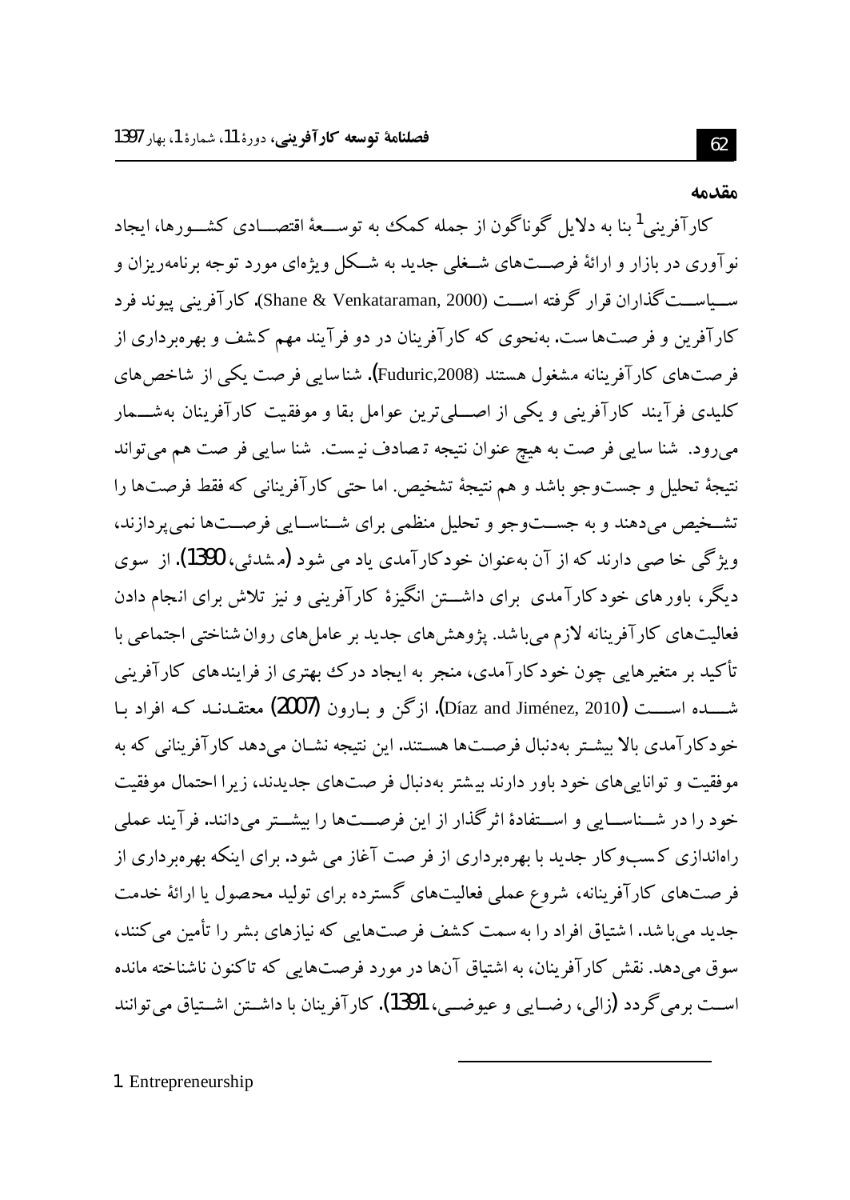## مقدمه

کارآفرینی[1] بنا به دلایل گوناگون از جمله کمک به توسعهٔ اقتصادی کشورها، ایجاد نوآوری در بازار و ارائهٔ فرصت‌های شغلی جدید به شکل ویژه‌ای مورد توجه برنامه‌ریزان و سیاست‌گذاران قرار گرفته است (Shane & Venkataraman, 2000). کارآفرینی پیوند فرد کارآفرین و فرصت‌ها ست. به‌نحوی که کارآفرینان در دو فرآیند مهم کشف و بهره‌برداری از فرصت‌های کارآفرینانه مشغول هستند (Fuduric,2008). شناسایی فرصت یکی از شاخص‌های کلیدی فرآیند کارآفرینی و یکی از اصلی‌ترین عوامل بقا و موفقیت کارآفرینان به‌شمار می‌رود. شناسایی فرصت به هیچ عنوان نتیجه تصادف نیست. شناسایی فرصت هم می‌تواند نتیجهٔ تحلیل و جست‌وجو باشد و هم نتیجهٔ تشخیص. اما حتی کارآفرینانی که فقط فرصت‌ها را تشخیص می‌دهند و به جست‌وجو و تحلیل منظمی برای شناسایی فرصت‌ها نمی‌پردازند، ویژگی خاصی دارند که از آن به‌عنوان خودکارآمدی یاد می شود (مشدئی، 1390). از سوی دیگر، باورهای خودکارآمدی برای داشتن انگیزهٔ کارآفرینی و نیز تلاش برای انجام دادن فعالیت‌های کارآفرینانه لازم می‌باشد. پژوهش‌های جدید بر عامل‌های روان‌شناختی اجتماعی با تأکید بر متغیرهایی چون خودکارآمدی، منجر به ایجاد درک بهتری از فرایندهای کارآفرینی شده است (Díaz and Jiménez, 2010). ازگن و بارون (2007) معتقدند که افراد با خودکارآمدی بالا بیشتر به‌دنبال فرصت‌ها هستند. این نتیجه نشان می‌دهد کارآفرینانی که به موفقیت و توانایی‌های خود باور دارند بیشتر به‌دنبال فرصت‌های جدیدند، زیرا احتمال موفقیت خود را در شناسایی و استفادهٔ اثرگذار از این فرصت‌ها را بیشتر می‌دانند. فرآیند عملی راه‌اندازی کسب‌وکار جدید با بهره‌برداری از فرصت آغاز می شود. برای اینکه بهره‌برداری از فرصت‌های کارآفرینانه، شروع عملی فعالیت‌های گسترده برای تولید محصول یا ارائهٔ خدمت جدید می‌باشد. اشتیاق افراد را به سمت کشف فرصت‌هایی که نیازهای بشر را تأمین می‌کنند، سوق می‌دهد. نقش کارآفرینان، به اشتیاق آن‌ها در مورد فرصت‌هایی که تاکنون ناشناخته مانده است برمی‌گردد (زالی، رضایی و عیوضی، 1391). کارآفرینان با داشتن اشتیاق می‌توانند

---

1. Entrepreneurship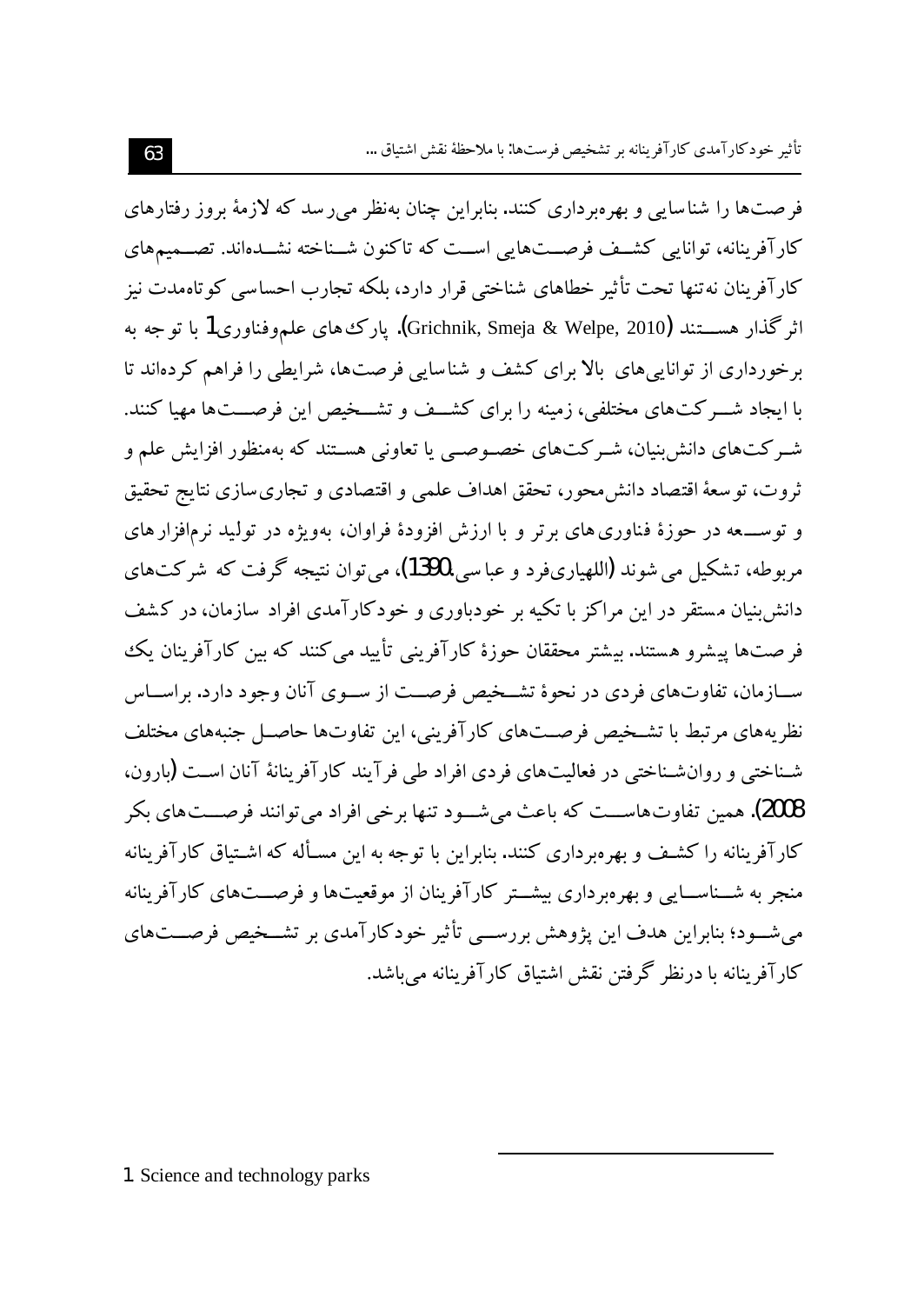فرصت‌ها را شناسایی و بهره‌برداری کنند. بنابراین چنان به‌نظر می‌رسد که لازمهٔ بروز رفتارهای کارآفرینانه، توانایی کشف فرصت‌هایی است که تاکنون شناخته نشده‌اند. تصمیم‌های کارآفرینان نه‌تنها تحت تأثیر خطاهای شناختی قرار دارد، بلکه تجارب احساسی کوتاه‌مدت نیز اثرگذار هستند (Grichnik, Smeja & Welpe, 2010). پارک‌های علم‌وفناوری[1] با توجه به برخورداری از توانایی‌های بالا برای کشف و شناسایی فرصت‌ها، شرایطی را فراهم کرده‌اند تا با ایجاد شرکت‌های مختلفی، زمینه را برای کشف و تشخیص این فرصت‌ها مهیا کنند. شرکت‌های دانش‌بنیان، شرکت‌های خصوصی یا تعاونی هستند که به‌منظور افزایش علم و ثروت، توسعهٔ اقتصاد دانش‌محور، تحقق اهداف علمی و اقتصادی و تجاری‌سازی نتایج تحقیق و توسعه در حوزهٔ فناوری‌های برتر و با ارزش افزودهٔ فراوان، به‌ویژه در تولید نرم‌افزارهای مربوطه، تشکیل می‌شوند (اللهیاری‌فرد و عباسی،1390)، می‌توان نتیجه گرفت که شرکت‌های دانش‌بنیان مستقر در این مراکز با تکیه بر خودباوری و خودکارآمدی افراد سازمان، در کشف فرصت‌ها پیشرو هستند. بیشتر محققان حوزهٔ کارآفرینی تأیید می‌کنند که بین کارآفرینان یک سازمان، تفاوت‌های فردی در نحوهٔ تشخیص فرصت از سوی آنان وجود دارد. براساس نظریه‌های مرتبط با تشخیص فرصت‌های کارآفرینی، این تفاوت‌ها حاصل جنبه‌های مختلف شناختی و روان‌شناختی در فعالیت‌های فردی افراد طی فرآیند کارآفرینانهٔ آنان است (بارون، 2008). همین تفاوت‌هاست که باعث می‌شود تنها برخی افراد می‌توانند فرصت‌های بکر کارآفرینانه را کشف و بهره‌برداری کنند. بنابراین با توجه به این مسأله که اشتیاق کارآفرینانه منجر به شناسایی و بهره‌برداری بیشتر کارآفرینان از موقعیت‌ها و فرصت‌های کارآفرینانه می‌شود؛ بنابراین هدف این پژوهش بررسی تأثیر خودکارآمدی بر تشخیص فرصت‌های کارآفرینانه با درنظر گرفتن نقش اشتیاق کارآفرینانه می‌باشد.

---

1. Science and technology parks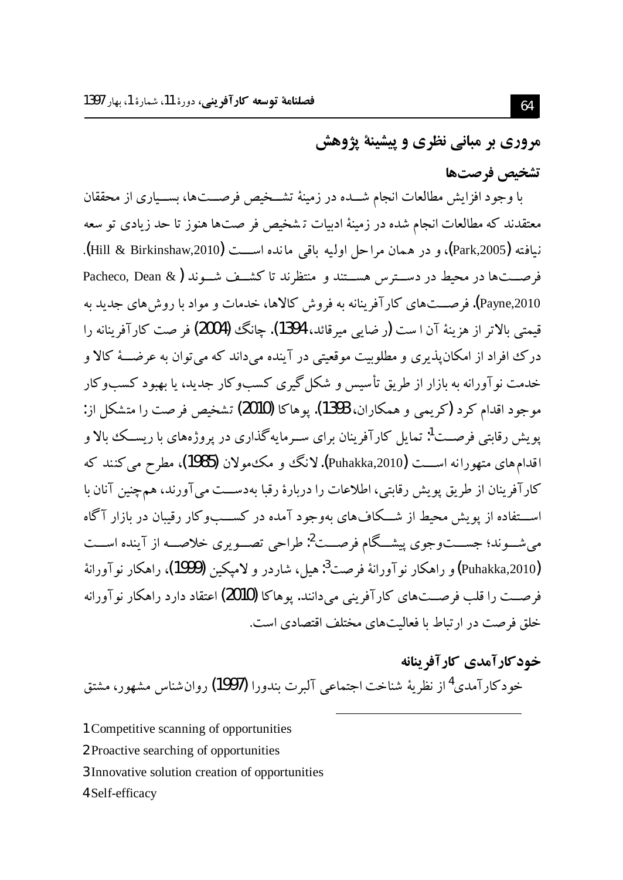## مروری بر مبانی نظری و پیشینهٔ پژوهش

### تشخیص فرصت‌ها

با وجود افزایش مطالعات انجام شده در زمینهٔ تشخیص فرصت‌ها، بسیاری از محققان معتقدند که مطالعات انجام شده در زمینهٔ ادبیات تشخیص فرصت‌ها هنوز تا حد زیادی توسعه نیافته (Park,2005)، و در همان مراحل اولیه باقی مانده است (Hill & Birkinshaw,2010). فرصت‌ها در محیط در دسترس هستند و منتظرند تا کشف شوند (Pacheco, Dean & Payne,2010). فرصت‌های کارآفرینانه به فروش کالاها، خدمات و مواد با روش‌های جدید به قیمتی بالاتر از هزینهٔ آن است (رضایی میرقائد، 1394). چانگ (2004) فرصت کارآفرینانه را درک افراد از امکان‌پذیری و مطلوبیت موقعیتی در آینده می‌داند که می‌توان به عرضهٔ کالا و خدمت نوآورانه به بازار از طریق تأسیس و شکل‌گیری کسب‌وکار جدید، یا بهبود کسب‌وکار موجود اقدام کرد (کریمی و همکاران، 1393). پوهاکا (2010) تشخیص فرصت را متشکل از: پویش رقابتی فرصت[1]: تمایل کارآفرینان برای سرمایه‌گذاری در پروژه‌های با ریسک بالا و اقدام‌های متهورانه است (Puhakka,2010). لانگ و مک‌مولان (1985)، مطرح می‌کنند که کارآفرینان از طریق پویش رقابتی، اطلاعات را دربارهٔ رقبا به‌دست می‌آورند، هم‌چنین آنان با استفاده از پویش محیط از شکاف‌های به‌وجود آمده در کسب‌وکار رقیبان در بازار آگاه می‌شوند؛ جست‌وجوی پیشگام فرصت[2]: طراحی تصویری خلاصه از آینده است (Puhakka,2010) و راهکار نوآورانهٔ فرصت[3]: هیل، شاردر و لامپکین (1999)، راهکار نوآورانهٔ فرصت را قلب فرصت‌های کارآفرینی می‌دانند. پوهاکا (2010) اعتقاد دارد راهکار نوآورانه خلق فرصت در ارتباط با فعالیت‌های مختلف اقتصادی است.

### خودکارآمدی کارآفرینانه

خودکارآمدی[4] از نظریهٔ شناخت اجتماعی آلبرت بندورا (1997) روان‌شناس مشهور، مشتق

---

1 Competitive scanning of opportunities

2 Proactive searching of opportunities

3 Innovative solution creation of opportunities

4 Self-efficacy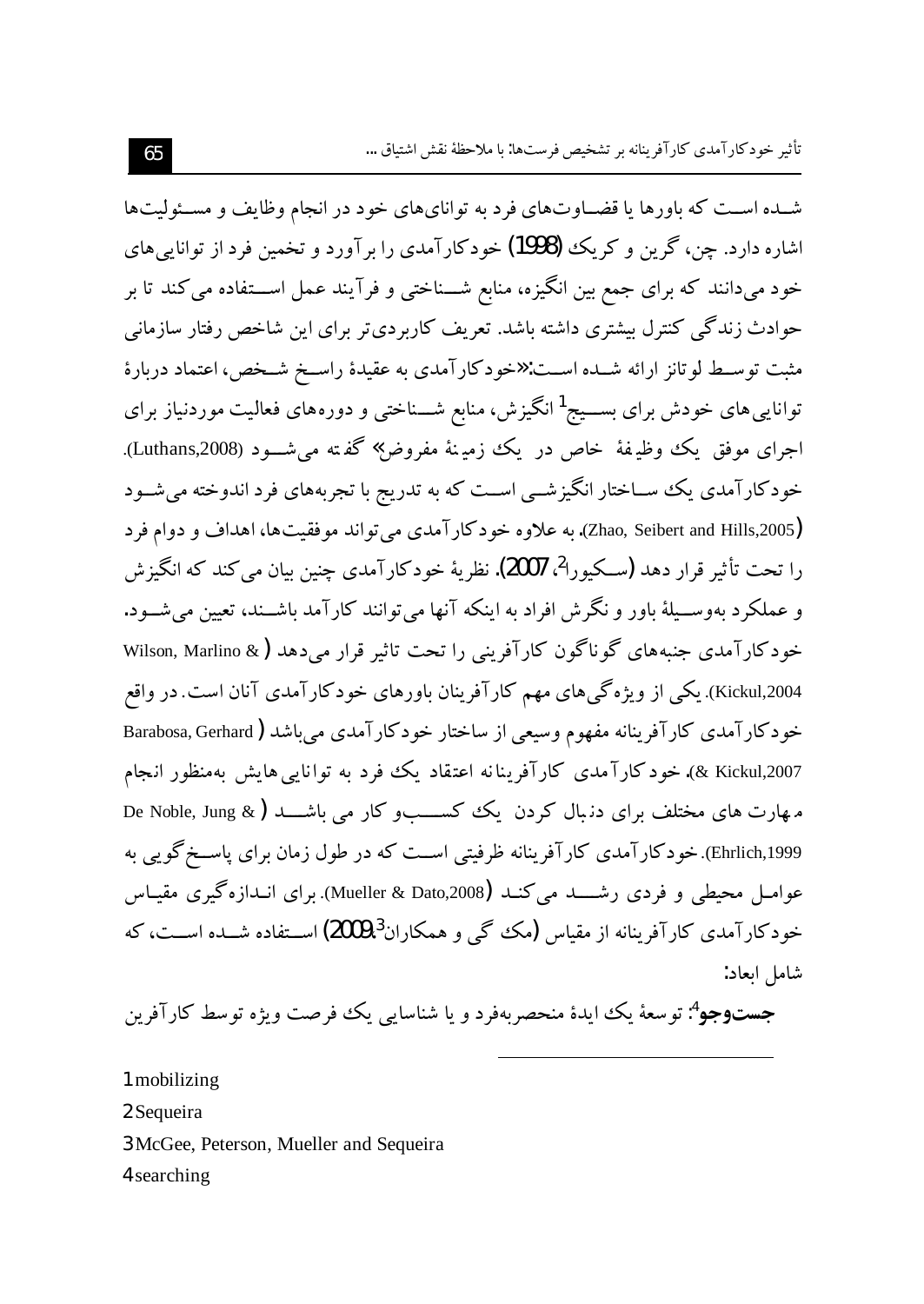شـده اسـت که باورها یا قضـاوت‌های فرد به توانای‌های خود در انجام وظایف و مسـئولیت‌ها اشاره دارد. چن، گرین و کریک (1998) خودکارآمدی را برآورد و تخمین فرد از توانایی‌های خود می‌دانند که برای جمع بین انگیزه، منابع شـناختی و فرآیند عمل اسـتفاده می‌کند تا بر حوادث زندگی کنترل بیشتری داشته باشد. تعریف کاربردی‌تر برای این شاخص رفتار سازمانی مثبت توسـط لوتانز ارائه شـده اسـت:«خودکارآمدی به عقیدۀ راسـخ شـخص، اعتماد دربارۀ توانایی‌های خودش برای بسـیج[1] انگیزش، منابع شـناختی و دوره‌های فعالیت موردنیاز برای اجرای موفق یک وظیفۀ خاص در یک زمینۀ مفروض» گفته می‌شـود (Luthans,2008). خودکارآمدی یک سـاختار انگیزشـی اسـت که به تدریج با تجربه‌های فرد اندوخته می‌شـود (Zhao, Seibert and Hills,2005). به علاوه خودکارآمدی می‌تواند موفقیت‌ها، اهداف و دوام فرد را تحت تأثیر قرار دهد (سـکیورا[2]، 2007). نظریۀ خودکارآمدی چنین بیان می‌کند که انگیزش و عملکرد به‌وسـیلۀ باور و نگرش افراد به اینکه آنها می‌توانند کارآمد باشـند، تعیین می‌شـود. خودکارآمدی جنبه‌های گوناگون کارآفرینی را تحت تاثیر قرار می‌دهد (Wilson, Marlino & Kickul,2004). یکی از ویژه‌گی‌های مهم کارآفرینان باورهای خودکارآمدی آنان است. در واقع خودکارآمدی کارآفرینانه مفهوم وسیعی از ساختار خودکارآمدی می‌باشد (Barabosa, Gerhard & Kickul,2007). خودکارآمدی کارآفرینانه اعتقاد یک فرد به توانایی‌هایش به‌منظور انجام مهارت های مختلف برای دنبال کردن یک کسـب‌و کار می باشـد (De Noble, Jung & Ehrlich,1999). خودکارآمدی کارآفرینانه ظرفیتی اسـت که در طول زمان برای پاسـخ‌گویی به عوامـل محیطی و فردی رشـد می‌کنـد (Mueller & Dato,2008). برای انـدازه‌گیری مقیـاس خودکارآمدی کارآفرینانه از مقیاس (مک گی و همکاران[3]،2009) اسـتفاده شـده اسـت، که شامل ابعاد:

**جست‌وجو**[4]: توسعۀ یک ایدۀ منحصربه‌فرد و یا شناسایی یک فرصت ویژه توسط کارآفرین

---

1 mobilizing

2 Sequeira

3 McGee, Peterson, Mueller and Sequeira

4 searching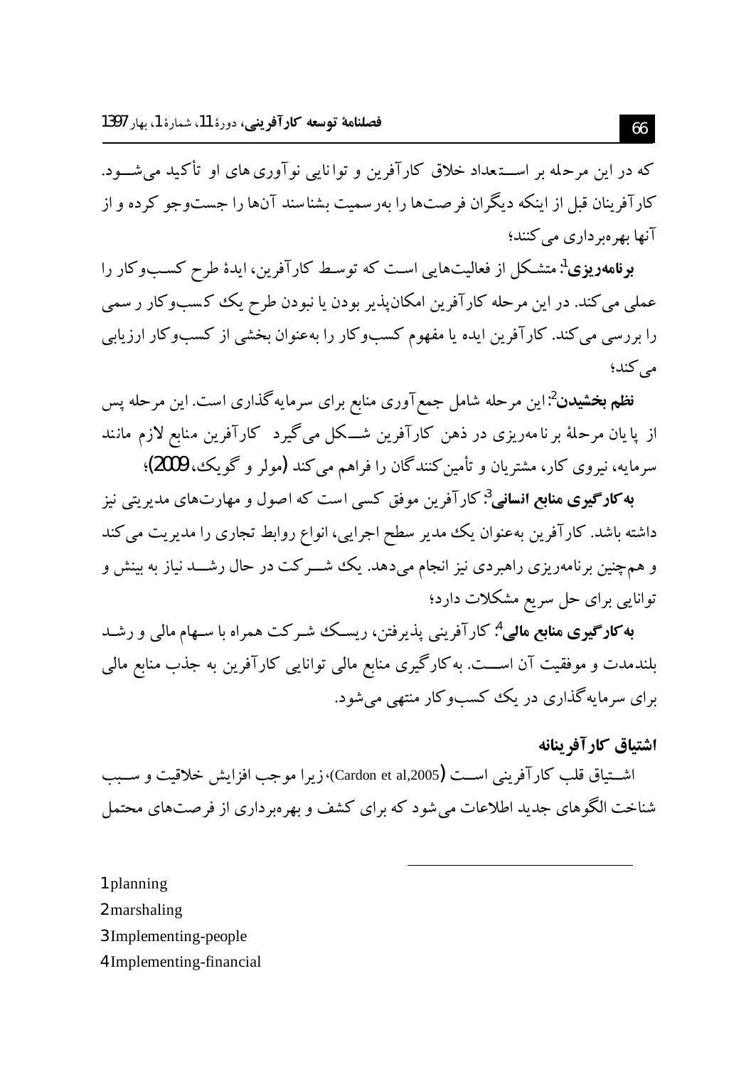که در این مرحله بر استعداد خلاق کارآفرین و توانایی نوآوری های او تأکید می‌شود. کارآفرینان قبل از اینکه دیگران فرصت‌ها را به‌رسمیت بشناسند آن‌ها را جست‌وجو کرده و از آنها بهره‌برداری می‌کنند؛

**برنامه‌ریزی**[1]: متشکل از فعالیت‌هایی است که توسط کارآفرین، ایدهٔ طرح کسب‌وکار را عملی می‌کند. در این مرحله کارآفرین امکان‌پذیر بودن یا نبودن طرح یک کسب‌وکار رسمی را بررسی می‌کند. کارآفرین ایده یا مفهوم کسب‌وکار را به‌عنوان بخشی از کسب‌وکار ارزیابی می‌کند؛

**نظم بخشیدن**[2]: این مرحله شامل جمع‌آوری منابع برای سرمایه‌گذاری است. این مرحله پس از پایان مرحلهٔ برنامه‌ریزی در ذهن کارآفرین شکل می‌گیرد کارآفرین منابع لازم مانند سرمایه، نیروی کار، مشتریان و تأمین‌کنندگان را فراهم می‌کند (مولر و گویک، 2009)؛

**به‌کارگیری منابع انسانی**[3]: کارآفرین موفق کسی است که اصول و مهارت‌های مدیریتی نیز داشته باشد. کارآفرین به‌عنوان یک مدیر سطح اجرایی، انواع روابط تجاری را مدیریت می‌کند و همچنین برنامه‌ریزی راهبردی نیز انجام می‌دهد. یک شرکت در حال رشد نیاز به بینش و توانایی برای حل سریع مشکلات دارد؛

**به‌کارگیری منابع مالی**[4]: کارآفرینی پذیرفتن، ریسک شرکت همراه با سهام مالی و رشد بلندمدت و موفقیت آن است. به‌کارگیری منابع مالی توانایی کارآفرین به جذب منابع مالی برای سرمایه‌گذاری در یک کسب‌وکار منتهی می‌شود.

### اشتیاق کارآفرینانه

اشتیاق قلب کارآفرینی است (Cardon et al,2005)، زیرا موجب افزایش خلاقیت و سبب شناخت الگوهای جدید اطلاعات می‌شود که برای کشف و بهره‌برداری از فرصت‌های محتمل

---

1 planning

2 marshaling

3 Implementing-people

4 Implementing-financial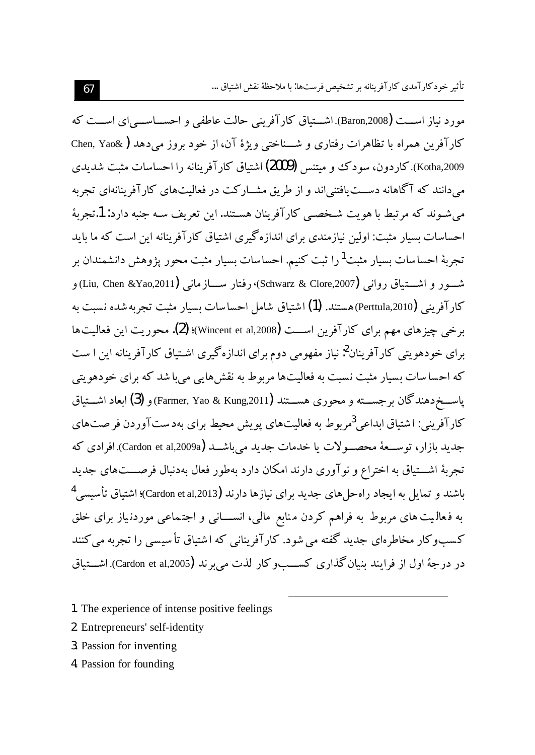مورد نیاز است (Baron,2008). اشتیاق کارآفرینی حالت عاطفی و احساسی‌ای است که کارآفرین همراه با تظاهرات رفتاری و شناختی ویژهٔ آن، از خود بروز می‌دهد (Chen, Yao& Kotha,2009). کاردون، سودک و میتنس (2009) اشتیاق کارآفرینانه را احساسات مثبت شدیدی می‌دانند که آگاهانه دست‌یافتنی‌اند و از طریق مشارکت در فعالیت‌های کارآفرینانه‌ای تجربه می‌شوند که مرتبط با هویت شخصی کارآفرینان هستند. این تعریف سه جنبه دارد: 1.تجربهٔ احساسات بسیار مثبت: اولین نیازمندی برای اندازه‌گیری اشتیاق کارآفرینانه این است که ما باید تجربهٔ احساسات بسیار مثبت[1] را ثبت کنیم. احساسات بسیار مثبت محور پژوهش دانشمندان بر شور و اشتیاق روانی (Schwarz & Clore,2007)، رفتار سازمانی (Liu, Chen &Yao,2011) و کارآفرینی (Perttula,2010) هستند. (1) اشتیاق شامل احساسات بسیار مثبت تجربه‌شده نسبت به برخی چیزهای مهم برای کارآفرین است (Wincent et al,2008)؛ (2). محوریت این فعالیت‌ها برای خودهویتی کارآفرینان[2]: نیاز مفهومی دوم برای اندازه‌گیری اشتیاق کارآفرینانه این است که احساسات بسیار مثبت نسبت به فعالیت‌ها مربوط به نقش‌هایی می‌باشد که برای خودهویتی پاسخ‌دهندگان برجسته و محوری هستند (Farmer, Yao & Kung,2011) و (3) ابعاد اشتیاق کارآفرینی: اشتیاق ابداعی[3] مربوط به فعالیت‌های پویش محیط برای به‌دست‌آوردن فرصت‌های جدید بازار، توسعهٔ محصولات یا خدمات جدید می‌باشد (Cardon et al,2009a). افرادی که تجربهٔ اشتیاق به اختراع و نوآوری دارند امکان دارد به‌طور فعال به‌دنبال فرصت‌های جدید باشند و تمایل به ایجاد راه‌حل‌های جدید برای نیازها دارند (Cardon et al,2013)؛ اشتیاق تأسیسی[4] به فعالیت‌های مربوط به فراهم کردن منابع مالی، انسانی و اجتماعی موردنیاز برای خلق کسب‌وکار مخاطره‌ای جدید گفته می‌شود. کارآفرینانی که اشتیاق تأسیسی را تجربه می‌کنند در درجهٔ اول از فرایند بنیان‌گذاری کسب‌وکار لذت می‌برند (Cardon et al,2005). اشتیاق

---

1. The experience of intense positive feelings
2. Entrepreneurs' self-identity
3. Passion for inventing
4. Passion for founding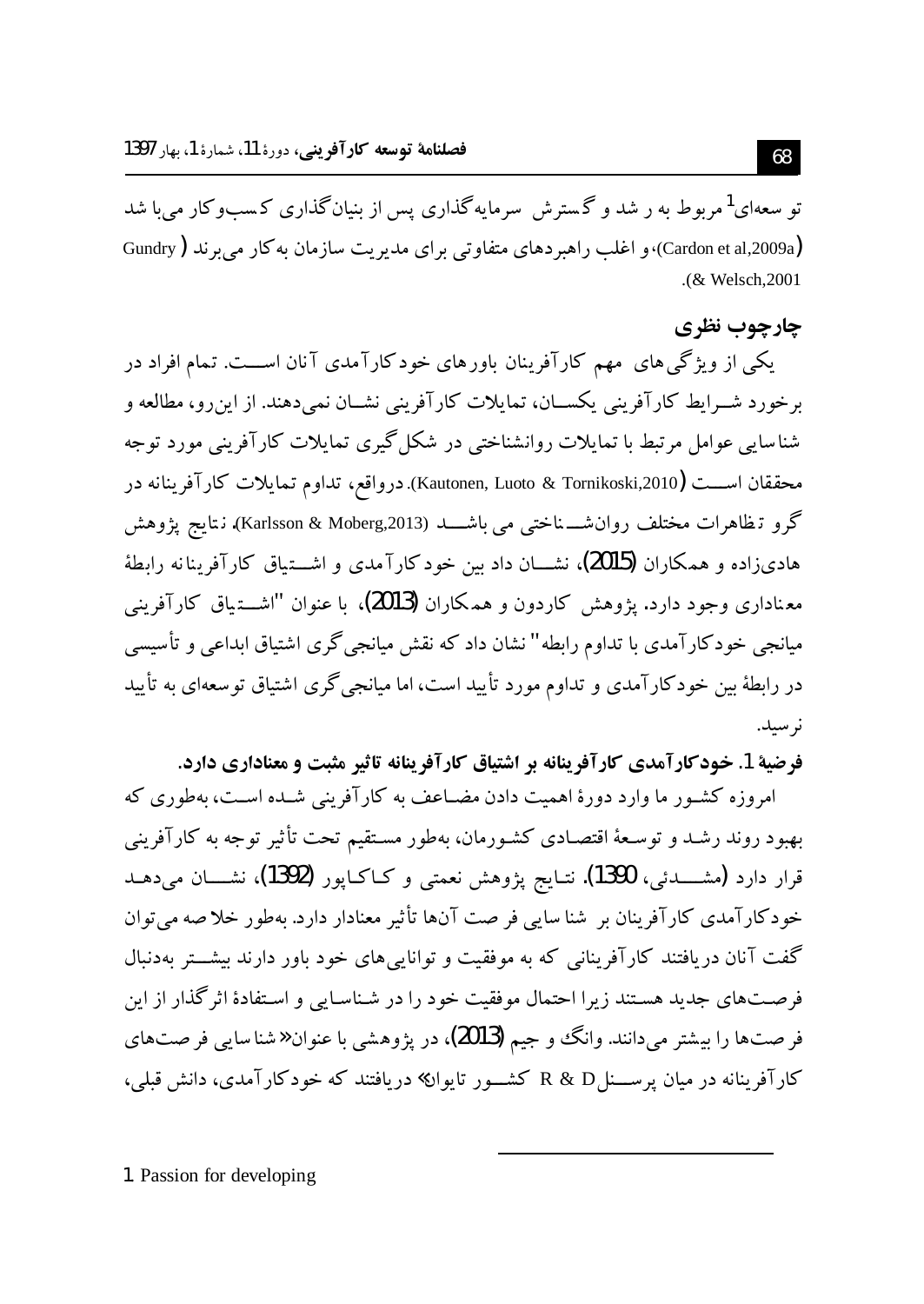توسعه‌ای[1] مربوط به رشد و گسترش سرمایه‌گذاری پس از بنیان‌گذاری کسب‌وکار می‌باشد (Cardon et al,2009a)، و اغلب راهبردهای متفاوتی برای مدیریت سازمان به‌کار می‌برند (Gundry & Welsch,2001).

## چارچوب نظری

یکی از ویژگی‌های مهم کارآفرینان باورهای خودکارآمدی آنان اســت. تمام افراد در برخورد شــرایط کارآفرینی یکســان، تمایلات کارآفرینی نشــان نمی‌دهند. از این‌رو، مطالعه و شناسایی عوامل مرتبط با تمایلات روانشناختی در شکل‌گیری تمایلات کارآفرینی مورد توجه محققان اســت (Kautonen, Luoto & Tornikoski,2010). درواقع، تداوم تمایلات کارآفرینانه در گرو تظاهرات مختلف روان‌شــناختی می باشــد (Karlsson & Moberg,2013). نتایج پژوهش هادی‌زاده و همکاران (2015)، نشــان داد بین خودکارآمدی و اشــتیاق کارآفرینانه رابطهٔ معناداری وجود دارد. پژوهش کاردون و همکاران (2013)، با عنوان "اشــتیاق کارآفرینی میانجی خودکارآمدی با تداوم رابطه" نشان داد که نقش میانجی‌گری اشتیاق ابداعی و تأسیسی در رابطهٔ بین خودکارآمدی و تداوم مورد تأیید است، اما میانجی‌گری اشتیاق توسعه‌ای به تأیید نرسید.

**فرضیهٔ 1. خودکارآمدی کارآفرینانه بر اشتیاق کارآفرینانه تاثیر مثبت و معناداری دارد.**

امروزه کشــور ما وارد دورهٔ اهمیت دادن مضــاعف به کارآفرینی شــده اســت، به‌طوری که بهبود روند رشــد و توســعهٔ اقتصــادی کشــورمان، به‌طور مســتقیم تحت تأثیر توجه به کارآفرینی قرار دارد (مشـــدئی، 1390). نتــایج پژوهش نعمتی و کــاکــاپور (1392)، نشــــان می‌دهــد خودکارآمدی کارآفرینان بر شناسایی فرصت آن‌ها تأثیر معنادار دارد. به‌طور خلاصه می‌توان گفت آنان دریافتند کارآفرینانی که به موفقیت و توانایی‌های خود باور دارند بیشــتر به‌دنبال فرصــت‌های جدید هســتند زیرا احتمال موفقیت خود را در شــناســایی و اســتفادهٔ اثرگذار از این فرصت‌ها را بیشتر می‌دانند. وانگ و جیم (2013)، در پژوهشی با عنوان «شناسایی فرصت‌های کارآفرینانه در میان پرســنل R & D کشــور تایوان» دریافتند که خودکارآمدی، دانش قبلی،

---

1. Passion for developing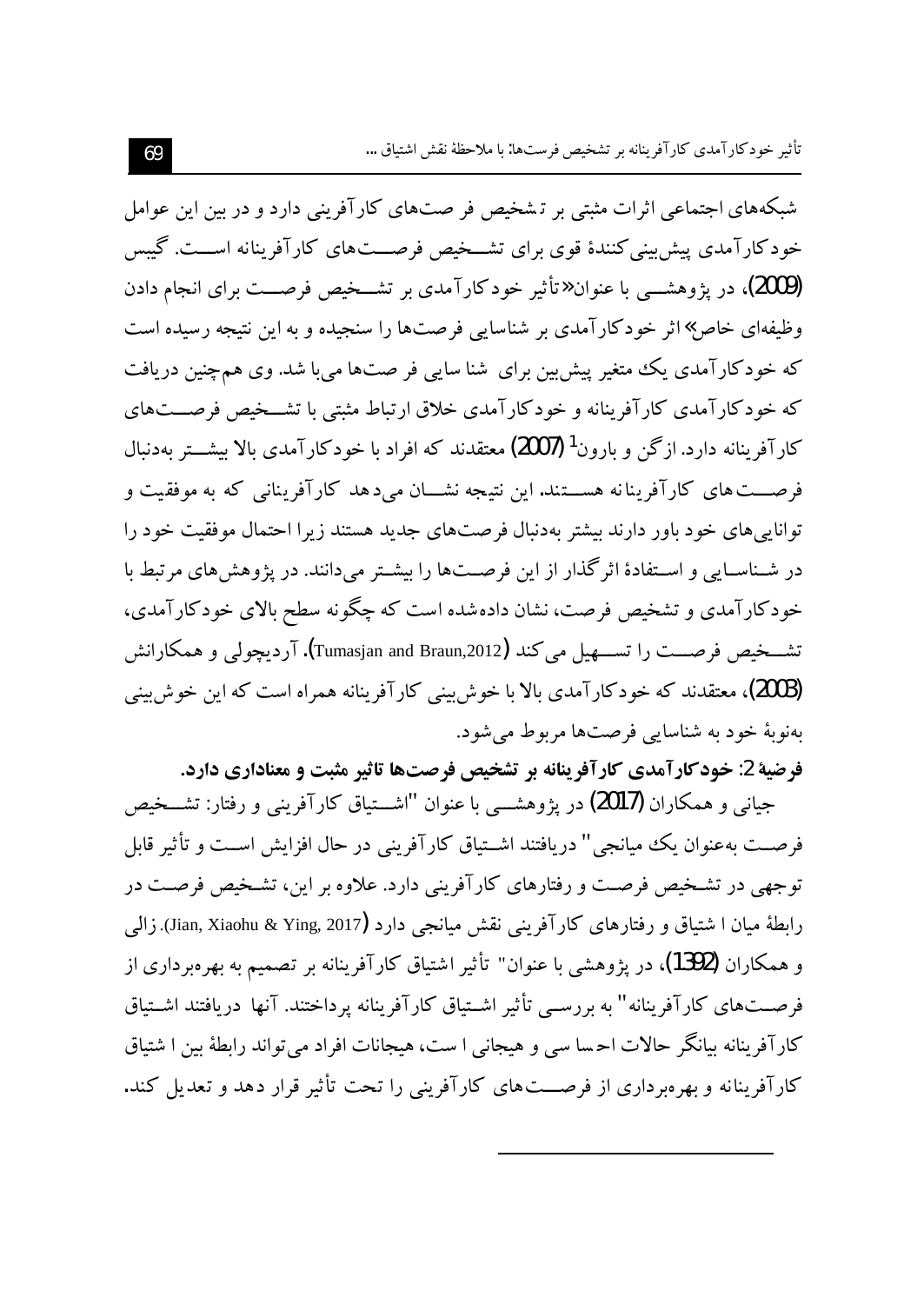شبکه‌های اجتماعی اثرات مثبتی بر تشخیص فرصت‌های کارآفرینی دارد و در بین این عوامل خودکارآمدی پیش‌بینی‌کنندهٔ قوی برای تشخیص فرصت‌های کارآفرینانه است. گیبس (2009)، در پژوهشی با عنوان «تأثیر خودکارآمدی بر تشخیص فرصت برای انجام دادن وظیفه‌ای خاص» اثر خودکارآمدی بر شناسایی فرصت‌ها را سنجیده و به این نتیجه رسیده است که خودکارآمدی یک متغیر پیش‌بین برای شناسایی فرصت‌ها می‌باشد. وی هم‌چنین دریافت که خودکارآمدی کارآفرینانه و خودکارآمدی خلاق ارتباط مثبتی با تشخیص فرصت‌های کارآفرینانه دارد. ازگن و بارون[1] (2007) معتقدند که افراد با خودکارآمدی بالا بیشتر به‌دنبال فرصت‌های کارآفرینانه هستند. این نتیجه نشان می‌دهد کارآفرینانی که به موفقیت و توانایی‌های خود باور دارند بیشتر به‌دنبال فرصت‌های جدید هستند زیرا احتمال موفقیت خود را در شناسایی و استفادهٔ اثرگذار از این فرصت‌ها را بیشتر می‌دانند. در پژوهش‌های مرتبط با خودکارآمدی و تشخیص فرصت، نشان داده‌شده است که چگونه سطح بالای خودکارآمدی، تشخیص فرصت را تسهیل می‌کند (Tumasjan and Braun,2012). آردیچولی و همکارانش (2003)، معتقدند که خودکارآمدی بالا با خوش‌بینی کارآفرینانه همراه است که این خوش‌بینی به‌نوبهٔ خود به شناسایی فرصت‌ها مربوط می‌شود.

**فرضیهٔ 2: خودکارآمدی کارآفرینانه بر تشخیص فرصت‌ها تاثیر مثبت و معناداری دارد.**

جیانی و همکاران (2017) در پژوهشی با عنوان "اشتیاق کارآفرینی و رفتار: تشخیص فرصت به‌عنوان یک میانجی" دریافتند اشتیاق کارآفرینی در حال افزایش است و تأثیر قابل توجهی در تشخیص فرصت و رفتارهای کارآفرینی دارد. علاوه بر این، تشخیص فرصت در رابطهٔ میان اشتیاق و رفتارهای کارآفرینی نقش میانجی دارد (Jian, Xiaohu & Ying, 2017). زالی و همکاران (1392)، در پژوهشی با عنوان" تأثیر اشتیاق کارآفرینانه بر تصمیم به بهره‌برداری از فرصت‌های کارآفرینانه" به بررسی تأثیر اشتیاق کارآفرینانه پرداختند. آنها دریافتند اشتیاق کارآفرینانه بیانگر حالات احساسی و هیجانی است، هیجانات افراد می‌تواند رابطهٔ بین اشتیاق کارآفرینانه و بهره‌برداری از فرصت‌های کارآفرینی را تحت تأثیر قرار دهد و تعدیل کند.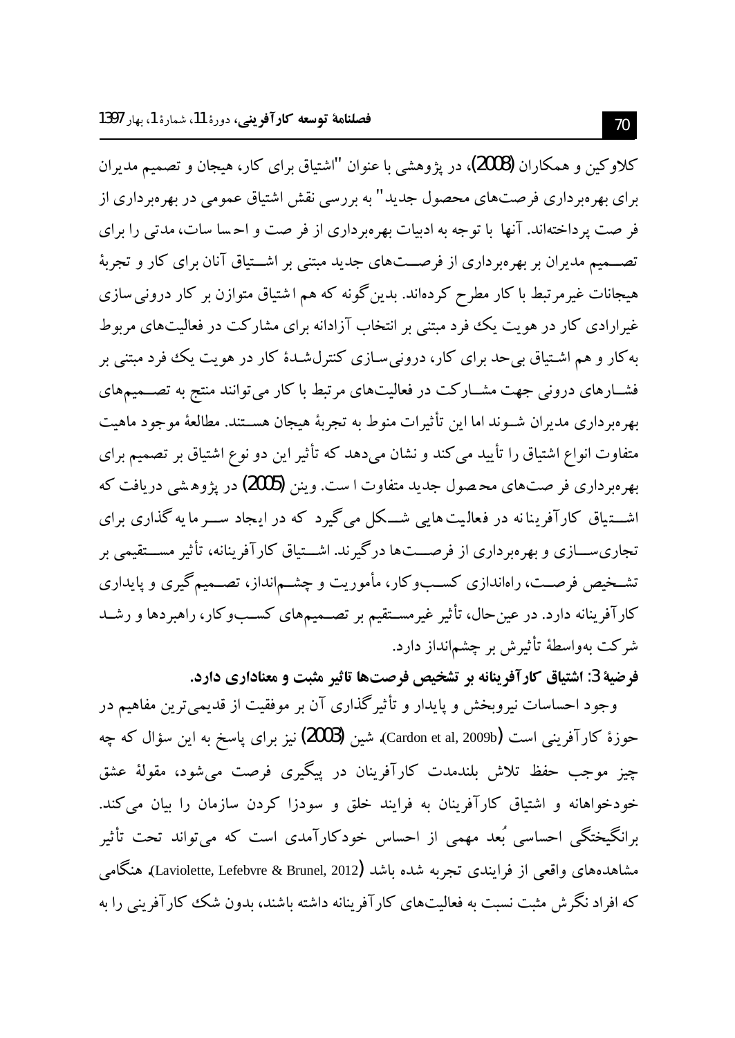کلاوکین و همکاران (2008)، در پژوهشی با عنوان "اشتیاق برای کار، هیجان و تصمیم مدیران برای بهره‌برداری فرصت‌های محصول جدید" به بررسی نقش اشتیاق عمومی در بهره‌برداری از فرصت پرداخته‌اند. آنها با توجه به ادبیات بهره‌برداری از فرصت و احساسات، مدلی را برای تصمیم مدیران بر بهره‌برداری از فرصت‌های جدید مبتنی بر اشتیاق آنان برای کار و تجربهٔ هیجانات غیرمرتبط با کار مطرح کرده‌اند. بدین‌گونه که هم اشتیاق متوازن بر کار درونی‌سازی غیرارادی کار در هویت یک فرد مبتنی بر انتخاب آزادانه برای مشارکت در فعالیت‌های مربوط به‌کار و هم اشتیاق بی‌حد برای کار، درونی‌سازی کنترل‌شدهٔ کار در هویت یک فرد مبتنی بر فشارهای درونی جهت مشارکت در فعالیت‌های مرتبط با کار می‌توانند منتج به تصمیم‌های بهره‌برداری مدیران شوند اما این تأثیرات منوط به تجربهٔ هیجان هستند. مطالعهٔ موجود ماهیت متفاوت انواع اشتیاق را تأیید می‌کند و نشان می‌دهد که تأثیر این دو نوع اشتیاق بر تصمیم برای بهره‌برداری فرصت‌های محصول جدید متفاوت است. وینن (2005) در پژوهشی دریافت که اشتیاق کارآفرینانه در فعالیت‌هایی شکل می‌گیرد که در ایجاد سرمایه‌گذاری برای تجاری‌سازی و بهره‌برداری از فرصت‌ها درگیرند. اشتیاق کارآفرینانه، تأثیر مستقیمی بر تشخیص فرصت، راه‌اندازی کسب‌وکار، مأموریت و چشم‌انداز، تصمیم‌گیری و پایداری کارآفرینانه دارد. در عین‌حال، تأثیر غیرمستقیم بر تصمیم‌های کسب‌وکار، راهبردها و رشد شرکت به‌واسطهٔ تأثیرش بر چشم‌انداز دارد.

**فرضیهٔ 3: اشتیاق کارآفرینانه بر تشخیص فرصت‌ها تاثیر مثبت و معناداری دارد.**

وجود احساسات نیروبخش و پایدار و تأثیرگذاری آن بر موفقیت از قدیمی‌ترین مفاهیم در حوزهٔ کارآفرینی است (Cardon et al, 2009b). شین (2003) نیز برای پاسخ به این سؤال که چه چیز موجب حفظ تلاش بلندمدت کارآفرینان در پیگیری فرصت می‌شود، مقولهٔ عشق خودخواهانه و اشتیاق کارآفرینان به فرایند خلق و سودزا کردن سازمان را بیان می‌کند. برانگیختگی احساسی بُعد مهمی از احساس خودکارآمدی است که می‌تواند تحت تأثیر مشاهده‌های واقعی از فرایندی تجربه شده باشد (Laviolette, Lefebvre & Brunel, 2012). هنگامی که افراد نگرش مثبت نسبت به فعالیت‌های کارآفرینانه داشته باشند، بدون شک کارآفرینی را به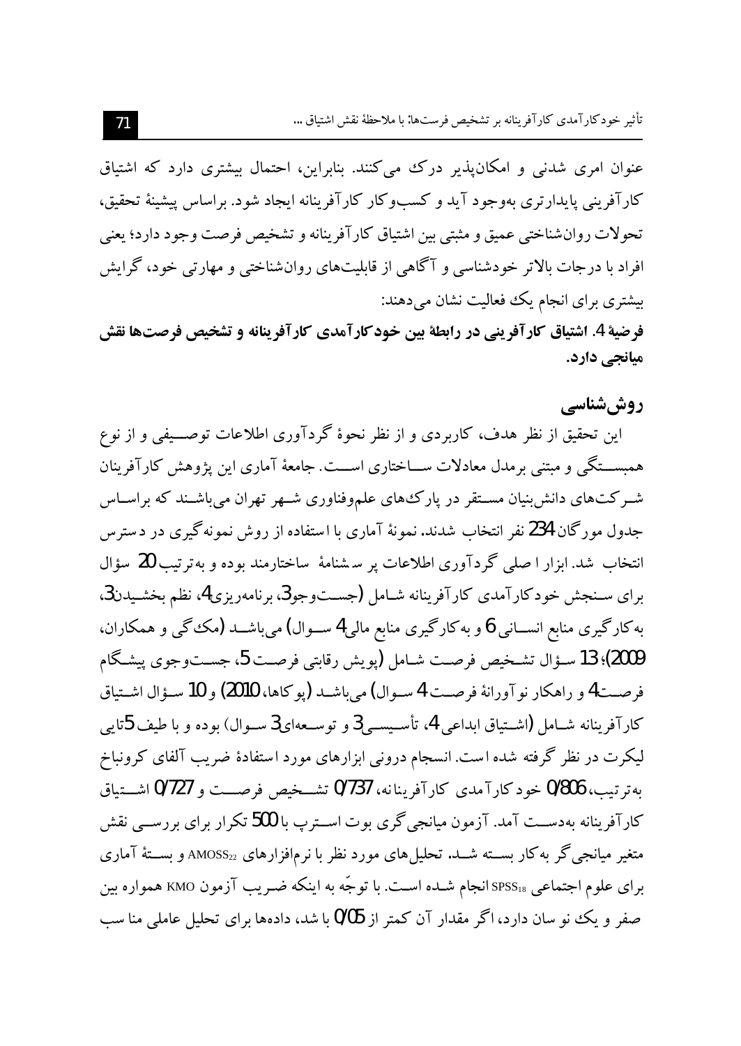عنوان امری شدنی و امکان‌پذیر درک می‌کنند. بنابراین، احتمال بیشتری دارد که اشتیاق کارآفرینی پایدارتری به‌وجود آید و کسب‌وکار کارآفرینانه ایجاد شود. براساس پیشینهٔ تحقیق، تحولات روان‌شناختی عمیق و مثبتی بین اشتیاق کارآفرینانه و تشخیص فرصت وجود دارد؛ یعنی افراد با درجات بالاتر خودشناسی و آگاهی از قابلیت‌های روان‌شناختی و مهارتی خود، گرایش بیشتری برای انجام یک فعالیت نشان می‌دهند:

**فرضیهٔ 4. اشتیاق کارآفرینی در رابطهٔ بین خودکارآمدی کارآفرینانه و تشخیص فرصت‌ها نقش میانجی دارد.**

## روش‌شناسی

این تحقیق از نظر هدف، کاربردی و از نظر نحوهٔ گردآوری اطلاعات توصیفی و از نوع همبستگی و مبتنی برمدل معادلات ساختاری است. جامعهٔ آماری این پژوهش کارآفرینان شرکت‌های دانش‌بنیان مستقر در پارک‌های علم‌وفناوری شهر تهران می‌باشند که براساس جدول مورگان 234 نفر انتخاب شدند. نمونهٔ آماری با استفاده از روش نمونه‌گیری در دسترس انتخاب شد. ابزار اصلی گردآوری اطلاعات پرسشنامهٔ ساختارمند بوده و به‌ترتیب 20 سؤال برای سنجش خودکارآمدی کارآفرینانه شامل (جست‌وجو3، برنامه‌ریزی4، نظم بخشیدن3، به‌کارگیری منابع انسانی 6 و به‌کارگیری منابع مالی4 سوال) می‌باشد (مک‌گی و همکاران، 2009)؛ 13 سؤال تشخیص فرصت شامل (پویش رقابتی فرصت 5، جست‌وجوی پیشگام فرصت4 و راهکار نوآورانهٔ فرصت 4 سوال) می‌باشد (پوکاها، 2010) و 10 سؤال اشتیاق کارآفرینانه شامل (اشتیاق ابداعی 4، تأسیسی3 و توسعه‌ای3 سوال) بوده و با طیف 5تایی لیکرت در نظر گرفته شده است. انسجام درونی ابزارهای مورد استفادهٔ ضریب آلفای کرونباخ به‌ترتیب، 0/806 خودکارآمدی کارآفرینانه، 0/737 تشخیص فرصت و 0/727 اشتیاق کارآفرینانه به‌دست آمد. آزمون میانجی‌گری بوت استرپ با 500 تکرار برای بررسی نقش متغیر میانجی‌گر به‌کار بسته شد. تحلیل‌های مورد نظر با نرم‌افزارهای $AMOSS_{22}$ و بستهٔ آماری برای علوم اجتماعی $SPSS_{18}$ انجام شده است. با توجّه به اینکه ضریب آزمون KMO همواره بین صفر و یک نوسان دارد، اگر مقدار آن کمتر از 0/05 باشد، داده‌ها برای تحلیل عاملی مناسب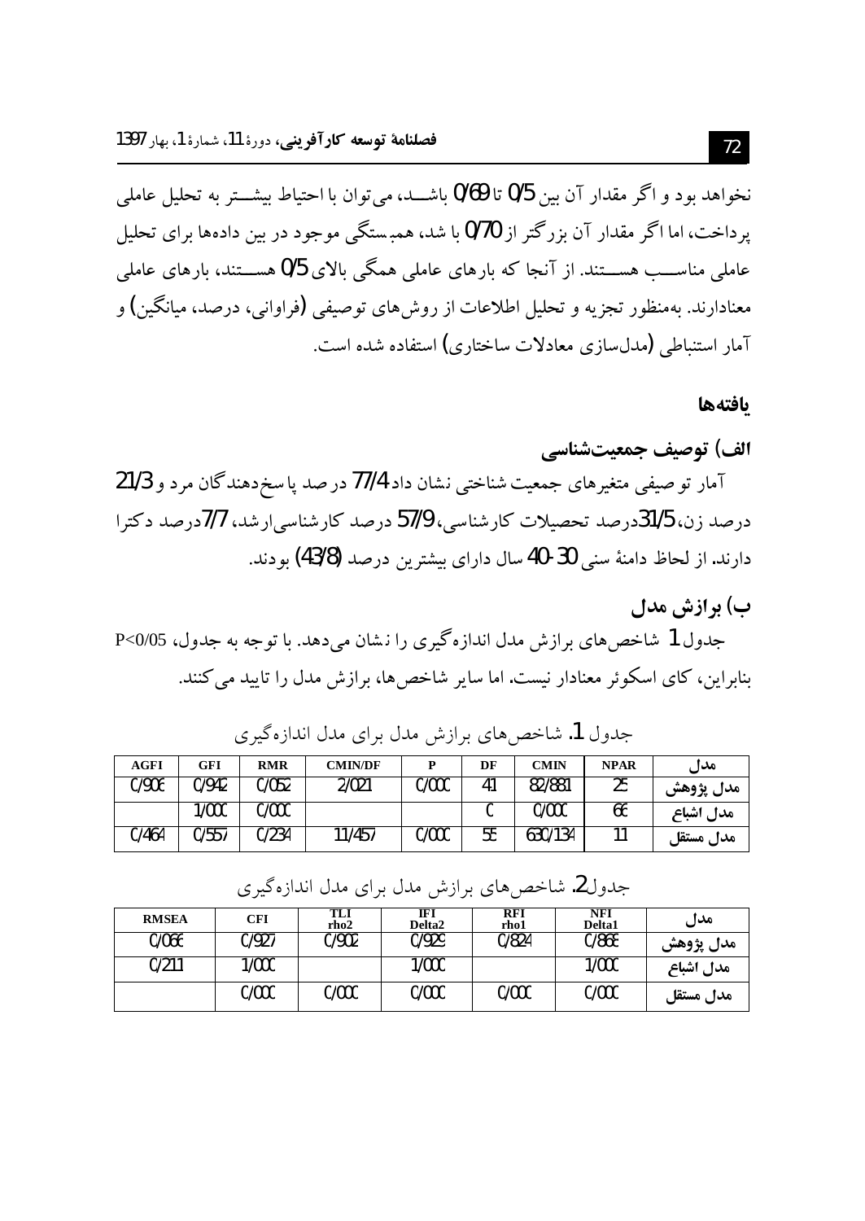نخواهد بود و اگر مقدار آن بین 0/5 تا 0/69 باشـــد، می‌توان با احتیاط بیشـــتر به تحلیل عاملی پرداخت، اما اگر مقدار آن بزرگتر از 0/70 با شد، همبستگی موجود در بین داده‌ها برای تحلیل عاملی مناســـب هســـتند. از آنجا که بارهای عاملی همگی بالای 0/5 هســـتند، بارهای عاملی معنادارند. به‌منظور تجزیه و تحلیل اطلاعات از روش‌های توصیفی (فراوانی، درصد، میانگین) و آمار استنباطی (مدل‌سازی معادلات ساختاری) استفاده شده است.

## یافته‌ها

### الف) توصیف جمعیت‌شناسی

آمار توصیفی متغیرهای جمعیت شناختی نشان داد 77/4 درصد پاسخ‌دهندگان مرد و 21/3 درصد زن، 31/5درصد تحصیلات کارشناسی، 57/9 درصد کارشناسی‌ارشد، 7/7درصد دکترا دارند. از لحاظ دامنهٔ سنی 30-40 سال دارای بیشترین درصد (43/8) بودند.

### ب) برازش مدل

جدول 1 شاخص‌های برازش مدل اندازه‌گیری را نشان می‌دهد. با توجه به جدول، P<0/05 بنابراین، کای اسکوئر معنادار نیست. اما سایر شاخص‌ها، برازش مدل را تایید می‌کنند.

جدول 1. شاخص‌های برازش مدل برای مدل اندازه‌گیری

| AGFI | GFI | RMR | CMIN/DF | P | DF | CMIN | NPAR | مدل |
|---|---|---|---|---|---|---|---|---|
| 0/906 | 0/942 | 0/052 | 2/021 | 0/000 | 41 | 82/881 | 25 | مدل پژوهش |
| | 1/000 | 0/000 | | | 0 | 0/000 | 66 | مدل اشباع |
| 0/464 | 0/557 | 0/234 | 11/457 | 0/000 | 55 | 630/134 | 11 | مدل مستقل |

جدول2. شاخص‌های برازش مدل برای مدل اندازه‌گیری

| RMSEA | CFI | TLI rho2 | IFI Delta2 | RFI rho1 | NFI Delta1 | مدل |
|---|---|---|---|---|---|---|
| 0/066 | 0/927 | 0/902 | 0/929 | 0/824 | 0/868 | مدل پژوهش |
| 0/211 | 1/000 | | 1/000 | | 1/000 | مدل اشباع |
| | 0/000 | 0/000 | 0/000 | 0/000 | 0/000 | مدل مستقل |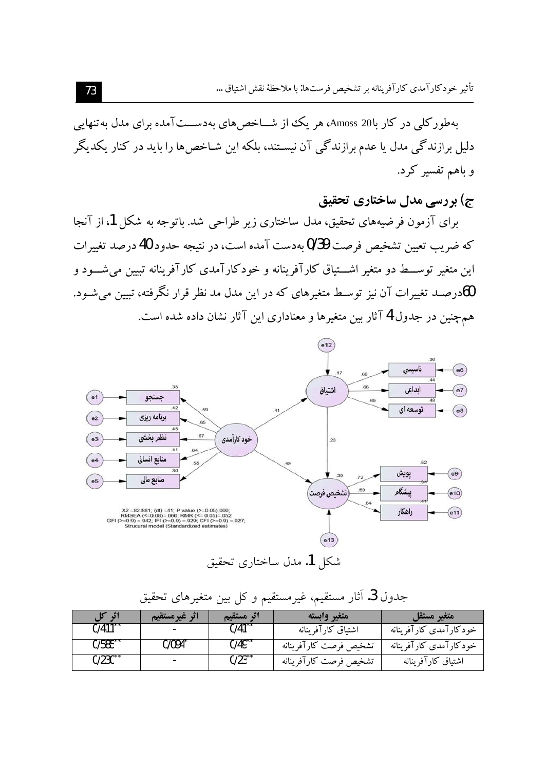به‌طورکلی در کار با Amoss 20، هر یک از شـاخص‌های به‌دسـت‌آمده برای مدل به‌تنهایی دلیل برازندگی مدل یا عدم برازندگی آن نیسـتند، بلکه این شـاخص‌ها را باید در کنار یکدیگر و باهم تفسیر کرد.

### ج) بررسی مدل ساختاری تحقیق

برای آزمون فرضیه‌های تحقیق، مدل ساختاری زیر طراحی شد. باتوجه به شکل 1، از آنجا که ضریب تعیین تشخیص فرصت 0/39 به‌دست آمده است، در نتیجه حدود 40 درصد تغییرات این متغیر توسـط دو متغیر اشـتیاق کارآفرینانه و خودکارآمدی کارآفرینانه تبیین می‌شـود و 60درصـد تغییرات آن نیز توسـط متغیرهای که در این مدل مد نظر قرار نگرفته، تبیین می‌شـود. هم‌چنین در جدول 4 آثار بین متغیرها و معناداری این آثار نشان داده شده است.

X2 =82.881; (df) =41; P value (>=0.05)=.000; RMSEA (<=0.08)=.066, RMR (<= 0.05)=.052 GFI (>=0.9) =.942; IFI (>=0.9) =.929; CFI (>=0.9) =.927; Strucural model (Standardized estimates)

شکل 1. مدل ساختاری تحقیق

جدول 3. آثار مستقیم، غیرمستقیم و کل بین متغیرهای تحقیق

| متغیر مستقل | متغیر وابسته | اثر مستقیم | اثر غیرمستقیم | اثر کل |
|---|---|---|---|---|
| خودکارآمدی کارآفرینانه | اشتیاق کارآفرینانه | 0/41** | - | 0/411** |
| خودکارآمدی کارآفرینانه | تشخیص فرصت کارآفرینانه | 0/49** | 0/094* | 0/585** |
| اشتیاق کارآفرینانه | تشخیص فرصت کارآفرینانه | 0/23** | - | 0/230** |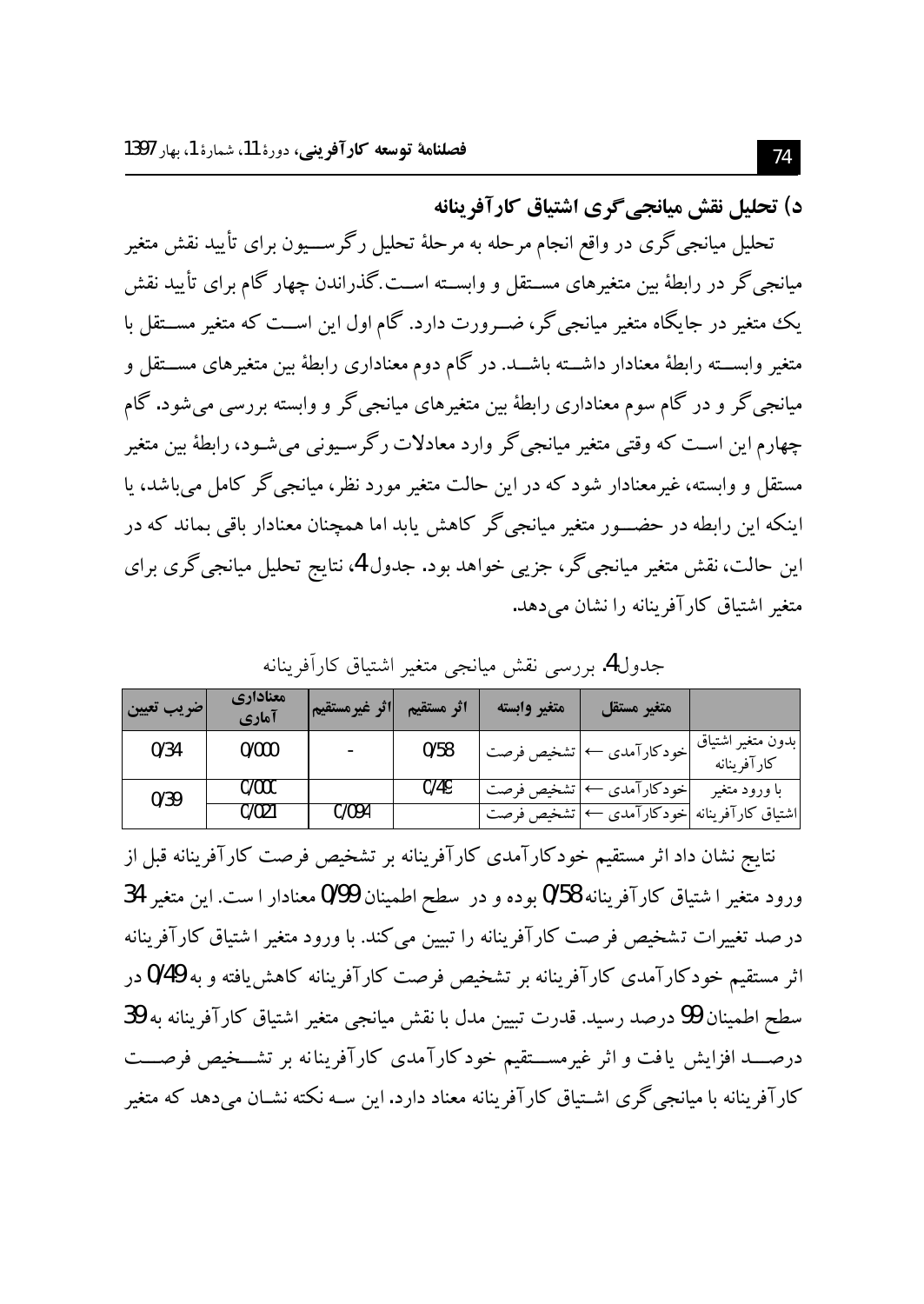### د) تحلیل نقش میانجی‌گری اشتیاق کارآفرینانه

تحلیل میانجی‌گری در واقع انجام مرحله به مرحلهٔ تحلیل رگرسیون برای تأیید نقش متغیر میانجی‌گر در رابطهٔ بین متغیرهای مستقل و وابسته است. گذراندن چهار گام برای تأیید نقش یک متغیر در جایگاه متغیر میانجی‌گر، ضرورت دارد. گام اول این است که متغیر مستقل با متغیر وابسته رابطهٔ معنادار داشته باشد. در گام دوم معناداری رابطهٔ بین متغیرهای مستقل و میانجی‌گر و در گام سوم معناداری رابطهٔ بین متغیرهای میانجی‌گر و وابسته بررسی می‌شود. گام چهارم این است که وقتی متغیر میانجی‌گر وارد معادلات رگرسیونی می‌شود، رابطهٔ بین متغیر مستقل و وابسته، غیرمعنادار شود که در این حالت متغیر مورد نظر، میانجی‌گر کامل می‌باشد، یا اینکه این رابطه در حضور متغیر میانجی‌گر کاهش یابد اما همچنان معنادار باقی بماند که در این حالت، نقش متغیر میانجی‌گر، جزیی خواهد بود. جدول4، نتایج تحلیل میانجی‌گری برای متغیر اشتیاق کارآفرینانه را نشان می‌دهد.

جدول4. بررسی نقش میانجی متغیر اشتیاق کارآفرینانه

| | متغیر مستقل | متغیر وابسته | اثر مستقیم | اثر غیرمستقیم | معناداری آماری | ضریب تعیین |
|---|---|---|---|---|---|---|
| بدون متغیر اشتیاق کارآفرینانه | خودکارآمدی ← | تشخیص فرصت | 0/58 | - | 0/000 | 0/34 |
| با ورود متغیر اشتیاق کارآفرینانه | خودکارآمدی ← | تشخیص فرصت | 0/49 | | 0/000 | 0/39 |
| | خودکارآمدی ← | تشخیص فرصت | | 0/094 | 0/021 | |

نتایج نشان داد اثر مستقیم خودکارآمدی کارآفرینانه بر تشخیص فرصت کارآفرینانه قبل از ورود متغیر اشتیاق کارآفرینانه 0/58 بوده و در سطح اطمینان 0/99 معنادار است. این متغیر 34 درصد تغییرات تشخیص فرصت کارآفرینانه را تبیین می‌کند. با ورود متغیر اشتیاق کارآفرینانه اثر مستقیم خودکارآمدی کارآفرینانه بر تشخیص فرصت کارآفرینانه کاهش‌یافته و به 0/49 در سطح اطمینان 99 درصد رسید. قدرت تبیین مدل با نقش میانجی متغیر اشتیاق کارآفرینانه به 39 درصد افزایش یافت و اثر غیرمستقیم خودکارآمدی کارآفرینانه بر تشخیص فرصت کارآفرینانه با میانجی‌گری اشتیاق کارآفرینانه معناد دارد. این سه نکته نشان می‌دهد که متغیر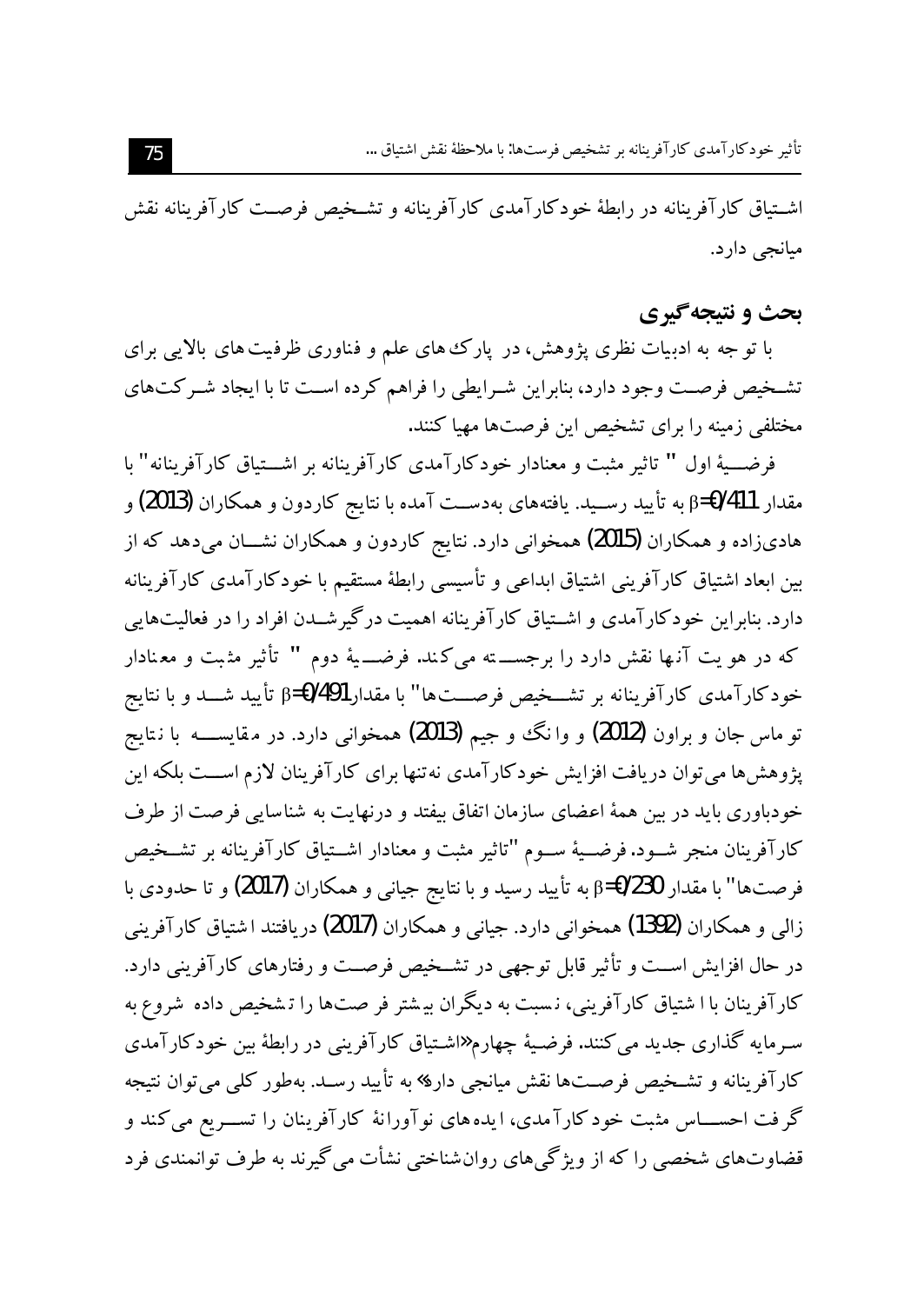اشـتیاق کارآفرینانه در رابطهٔ خودکارآمدی کارآفرینانه و تشـخیص فرصـت کارآفرینانه نقش میانجی دارد.

## بحث و نتیجه‌گیری

با توجه به ادبیات نظری پژوهش، در پارک‌های علم و فناوری ظرفیت‌های بالایی برای تشـخیص فرصـت وجود دارد، بنابراین شـرایطی را فراهم کرده اسـت تا با ایجاد شـرکت‌های مختلفی زمینه را برای تشخیص این فرصت‌ها مهیا کنند.

فرضـیهٔ اول " تاثیر مثبت و معنادار خودکارآمدی کارآفرینانه بر اشـتیاق کارآفرینانه" با مقدار $\beta=0/411$ به تأیید رسـید. یافته‌های به‌دسـت آمده با نتایج کاردون و همکاران (2013) و هادی‌زاده و همکاران (2015) همخوانی دارد. نتایج کاردون و همکاران نشـان می‌دهد که از بین ابعاد اشتیاق کارآفرینی اشتیاق ابداعی و تأسیسی رابطهٔ مستقیم با خودکارآمدی کارآفرینانه دارد. بنابراین خودکارآمدی و اشـتیاق کارآفرینانه اهمیت درگیرشـدن افراد را در فعالیت‌هایی که در هویت آن‌ها نقش دارد را برجسـته می‌کند. فرضـیهٔ دوم " تأثیر مثبت و معنادار خودکارآمدی کارآفرینانه بر تشـخیص فرصـت‌ها" با مقدار $\beta=0/491$ تأیید شـد و با نتایج توماس جان و براون (2012) و وانگ و جیم (2013) همخوانی دارد. در مقایسـه با نتایج پژوهش‌ها می‌توان دریافت افزایش خودکارآمدی نه‌تنها برای کارآفرینان لازم اسـت بلکه این خودباوری باید در بین همهٔ اعضای سازمان اتفاق بیفتد و درنهایت به شناسایی فرصت از طرف کارآفرینان منجر شـود. فرضـیهٔ سـوم "تاثیر مثبت و معنادار اشـتیاق کارآفرینانه بر تشـخیص فرصت‌ها" با مقدار $\beta=0/230$ به تأیید رسید و با نتایج جیانی و همکاران (2017) و تا حدودی با زالی و همکاران (1392) همخوانی دارد. جیانی و همکاران (2017) دریافتند اشتیاق کارآفرینی در حال افزایش اسـت و تأثیر قابل توجهی در تشـخیص فرصـت و رفتارهای کارآفرینی دارد. کارآفرینان با اشتیاق کارآفرینی، نسبت به دیگران بیشتر فرصت‌ها را تشخیص داده شروع به سـرمایه گذاری جدید می‌کنند. فرضـیهٔ چهارم «اشـتیاق کارآفرینی در رابطهٔ بین خودکارآمدی کارآفرینانه و تشـخیص فرصـت‌ها نقش میانجی دارد» به تأیید رسـد. به‌طور کلی می‌توان نتیجه گرفت احسـاس مثبت خودکارآمدی، ایده‌های نوآورانهٔ کارآفرینان را تسـریع می‌کند و قضاوت‌های شخصی را که از ویژگی‌های روان‌شناختی نشأت می‌گیرند به طرف توانمندی فرد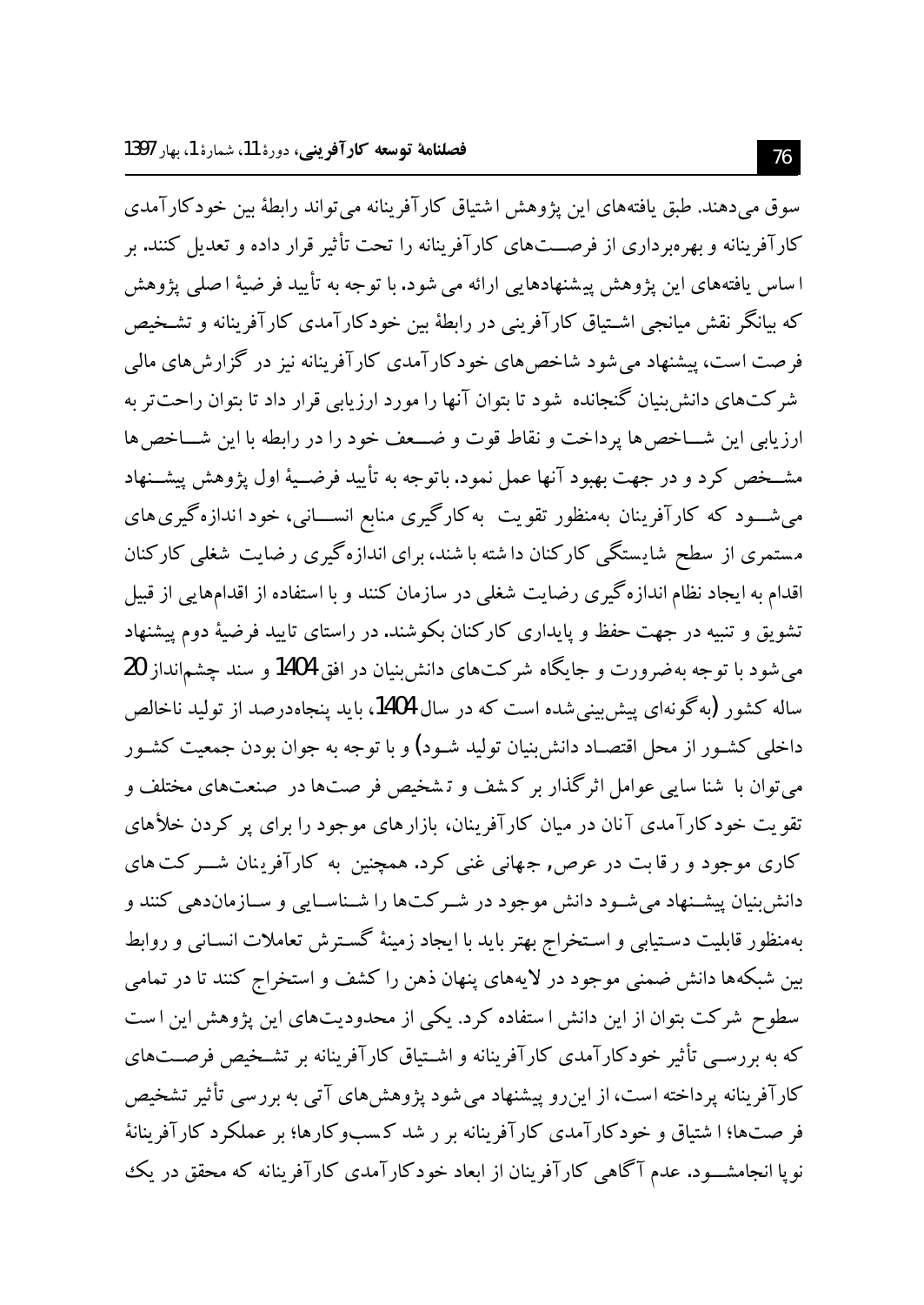سوق می‌دهند. طبق یافته‌های این پژوهش اشتیاق کارآفرینانه می‌تواند رابطهٔ بین خودکارآمدی کارآفرینانه و بهره‌برداری از فرصت‌های کارآفرینانه را تحت تأثیر قرار داده و تعدیل کنند. بر اساس یافته‌های این پژوهش پیشنهادهایی ارائه می‌شود. با توجه به تأیید فرضیهٔ اصلی پژوهش که بیانگر نقش میانجی اشتیاق کارآفرینی در رابطهٔ بین خودکارآمدی کارآفرینانه و تشخیص فرصت است، پیشنهاد می‌شود شاخص‌های خودکارآمدی کارآفرینانه نیز در گزارش‌های مالی شرکت‌های دانش‌بنیان گنجانده شود تا بتوان آنها را مورد ارزیابی قرار داد تا بتوان راحت‌تر به ارزیابی این شاخص‌ها پرداخت و نقاط قوت و ضعف خود را در رابطه با این شاخص‌ها مشخص کرد و در جهت بهبود آنها عمل نمود. باتوجه به تأیید فرضیهٔ اول پژوهش پیشنهاد می‌شود که کارآفرینان به‌منظور تقویت به‌کارگیری منابع انسانی، خود اندازه‌گیری‌های مستمری از سطح شایستگی کارکنان داشته باشند، برای اندازه‌گیری رضایت شغلی کارکنان اقدام به ایجاد نظام اندازه‌گیری رضایت شغلی در سازمان کنند و با استفاده از اقدام‌هایی از قبیل تشویق و تنبیه در جهت حفظ و پایداری کارکنان بکوشند. در راستای تایید فرضیهٔ دوم پیشنهاد می‌شود با توجه به‌ضرورت و جایگاه شرکت‌های دانش‌بنیان در افق 1404 و سند چشم‌انداز 20 ساله کشور (به‌گونه‌ای پیش‌بینی‌شده است که در سال 1404، باید پنجاه‌درصد از تولید ناخالص داخلی کشور از محل اقتصاد دانش‌بنیان تولید شود) و با توجه به جوان بودن جمعیت کشور می‌توان با شناسایی عوامل اثرگذار بر کشف و تشخیص فرصت‌ها در صنعت‌های مختلف و تقویت خودکارآمدی آنان در میان کارآفرینان، بازارهای موجود را برای پر کردن خلأهای کاری موجود و رقابت در عرص, جهانی غنی کرد. همچنین به کارآفرینان شرکت‌های دانش‌بنیان پیشنهاد می‌شود دانش موجود در شرکت‌ها را شناسایی و سازماندهی کنند و به‌منظور قابلیت دستیابی و استخراج بهتر باید با ایجاد زمینهٔ گسترش تعاملات انسانی و روابط بین شبکه‌ها دانش ضمنی موجود در لایه‌های پنهان ذهن را کشف و استخراج کنند تا در تمامی سطوح شرکت بتوان از این دانش استفاده کرد. یکی از محدودیت‌های این پژوهش این است که به بررسی تأثیر خودکارآمدی کارآفرینانه و اشتیاق کارآفرینانه بر تشخیص فرصت‌های کارآفرینانه پرداخته است، از این‌رو پیشنهاد می‌شود پژوهش‌های آتی به بررسی تأثیر تشخیص فرصت‌ها؛ اشتیاق و خودکارآمدی کارآفرینانه بر رشد کسب‌وکارها؛ بر عملکرد کارآفرینانهٔ نوپا انجام‌شود. عدم آگاهی کارآفرینان از ابعاد خودکارآمدی کارآفرینانه که محقق در یک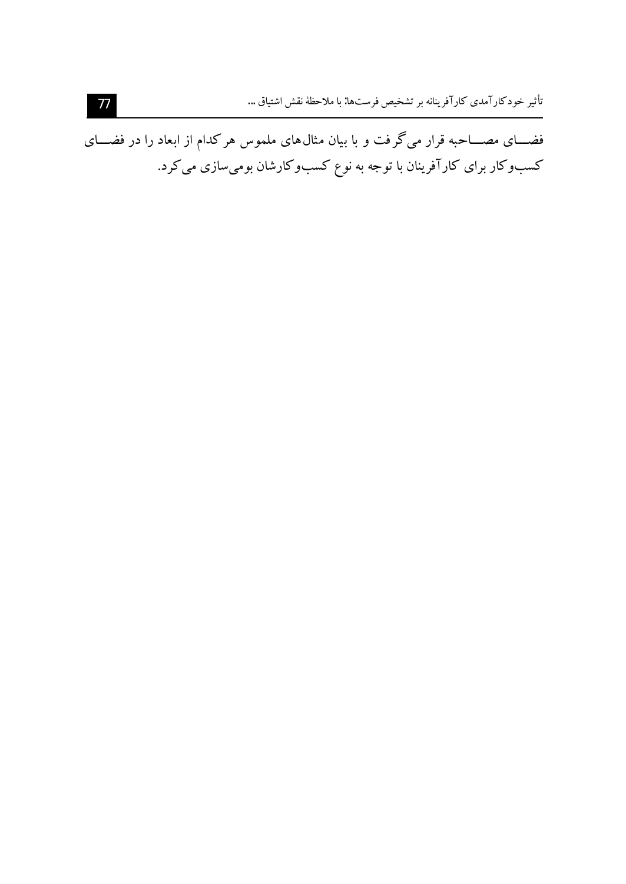فضای مصاحبه قرار می‌گرفت و با بیان مثال‌های ملموس هرکدام از ابعاد را در فضای کسب‌وکار برای کارآفرینان با توجه به نوع کسب‌وکارشان بومی‌سازی می‌کرد.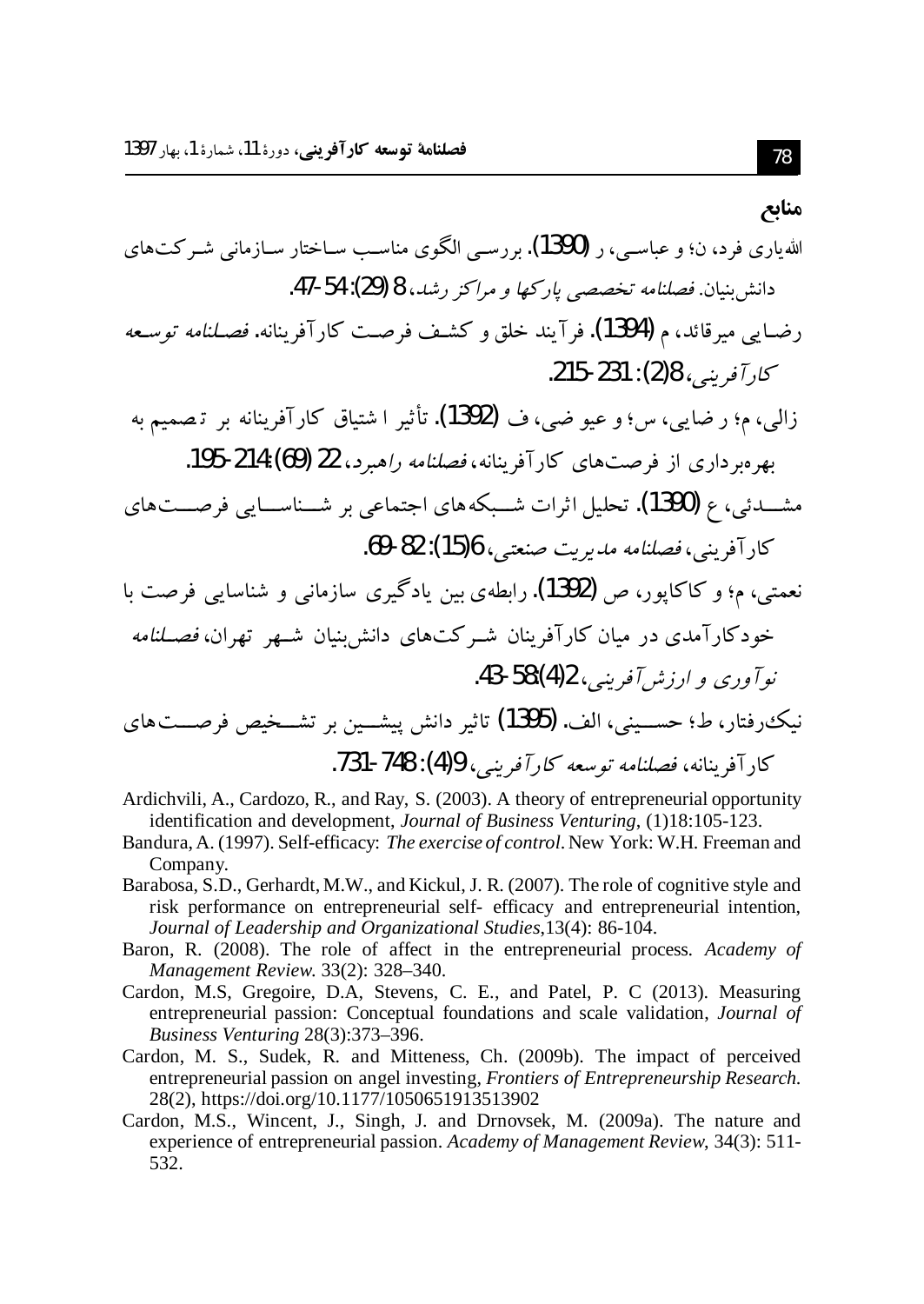## منابع

الله‌یاری فرد، ن؛ و عباسی، ر (1390). بررسی الگوی مناسب ساختار سازمانی شرکت‌های دانش‌بنیان. *فصلنامه تخصصی پارکها و مراکز رشد*، 8 (29): 54-47.

رضایی میرقائد، م (1394). فرآیند خلق و کشف فرصت کارآفرینانه. *فصلنامه توسعه کارآفرینی*، 8(2): 231-215.

زالی، م؛ رضایی، س؛ و عیوضی، ف (1392). تأثیر اشتیاق کارآفرینانه بر تصمیم به بهره‌برداری از فرصت‌های کارآفرینانه، *فصلنامه راهبرد*، 22 (69) :214-195.

مشدئی، ع (1390). تحلیل اثرات شبکه‌های اجتماعی بر شناسایی فرصت‌های کارآفرینی، *فصلنامه مدیریت صنعتی*، 6(15): 82-69.

نعمتی، م؛ و کاکاپور، ص (1392). رابطه‌ی بین یادگیری سازمانی و شناسایی فرصت با خودکارآمدی در میان کارآفرینان شرکت‌های دانش‌بنیان شهر تهران، *فصلنامه نوآوری و ارزش‌آفرینی*، 2(4):58-43.

نیک‌رفتار، ط؛ حسینی، الف. (1395) تاثیر دانش پیشین بر تشخیص فرصت‌های کارآفرینانه، *فصلنامه توسعه کارآفرینی*، 9(4): 748-731.

Ardichvili, A., Cardozo, R., and Ray, S. (2003). A theory of entrepreneurial opportunity identification and development, *Journal of Business Venturing*, (1)18:105-123.

Bandura, A. (1997). Self-efficacy: *The exercise of control*. New York: W.H. Freeman and Company.

Barabosa, S.D., Gerhardt, M.W., and Kickul, J. R. (2007). The role of cognitive style and risk performance on entrepreneurial self- efficacy and entrepreneurial intention, *Journal of Leadership and Organizational Studies*,13(4): 86-104.

Baron, R. (2008). The role of affect in the entrepreneurial process. *Academy of Management Review*. 33(2): 328–340.

Cardon, M.S, Gregoire, D.A, Stevens, C. E., and Patel, P. C (2013). Measuring entrepreneurial passion: Conceptual foundations and scale validation, *Journal of Business Venturing* 28(3):373–396.

Cardon, M. S., Sudek, R. and Mitteness, Ch. (2009b). The impact of perceived entrepreneurial passion on angel investing, *Frontiers of Entrepreneurship Research*. 28(2), https://doi.org/10.1177/1050651913513902

Cardon, M.S., Wincent, J., Singh, J. and Drnovsek, M. (2009a). The nature and experience of entrepreneurial passion. *Academy of Management Review*, 34(3): 511-532.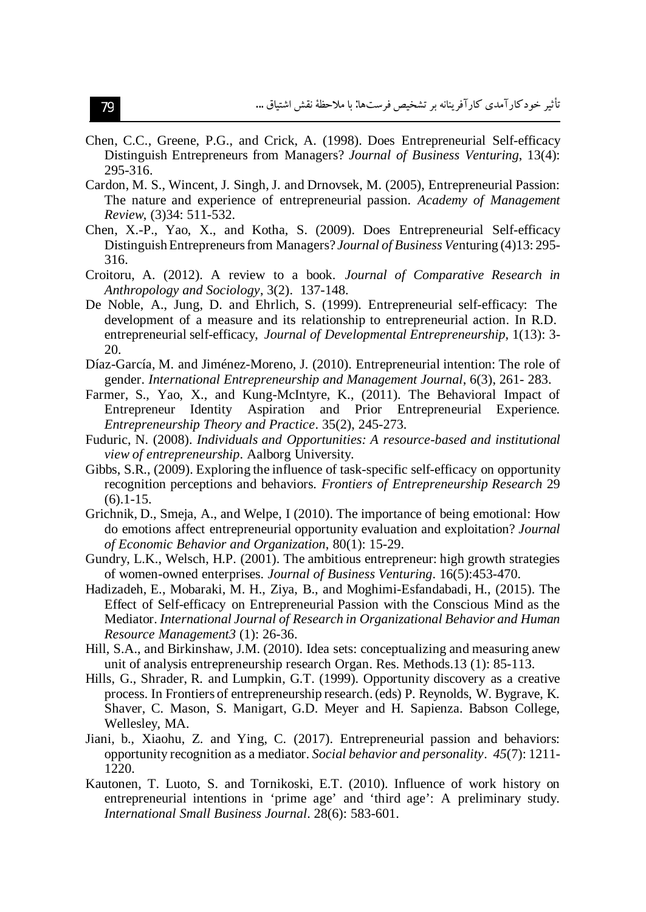Chen, C.C., Greene, P.G., and Crick, A. (1998). Does Entrepreneurial Self-efficacy Distinguish Entrepreneurs from Managers? *Journal of Business Venturing*, 13(4): 295-316.

Cardon, M. S., Wincent, J. Singh, J. and Drnovsek, M. (2005), Entrepreneurial Passion: The nature and experience of entrepreneurial passion. *Academy of Management Review*, (3)34: 511-532.

Chen, X.-P., Yao, X., and Kotha, S. (2009). Does Entrepreneurial Self-efficacy Distinguish Entrepreneurs from Managers? *Journal of Business Ve*nturing (4)13: 295-316.

Croitoru, A. (2012). A review to a book. *Journal of Comparative Research in Anthropology and Sociology*, 3(2). 137-148.

De Noble, A., Jung, D. and Ehrlich, S. (1999). Entrepreneurial self-efficacy: The development of a measure and its relationship to entrepreneurial action. In R.D. entrepreneurial self-efficacy, *Journal of Developmental Entrepreneurship*, 1(13): 3-20.

Díaz-García, M. and Jiménez-Moreno, J. (2010). Entrepreneurial intention: The role of gender. *International Entrepreneurship and Management Journal*, 6(3), 261- 283.

Farmer, S., Yao, X., and Kung-McIntyre, K., (2011). The Behavioral Impact of Entrepreneur Identity Aspiration and Prior Entrepreneurial Experience. *Entrepreneurship Theory and Practice*. 35(2), 245-273.

Fuduric, N. (2008). *Individuals and Opportunities: A resource-based and institutional view of entrepreneurship*. Aalborg University.

Gibbs, S.R., (2009). Exploring the influence of task-specific self-efficacy on opportunity recognition perceptions and behaviors. *Frontiers of Entrepreneurship Research* 29 (6).1-15.

Grichnik, D., Smeja, A., and Welpe, I (2010). The importance of being emotional: How do emotions affect entrepreneurial opportunity evaluation and exploitation? *Journal of Economic Behavior and Organization*, 80(1): 15-29.

Gundry, L.K., Welsch, H.P. (2001). The ambitious entrepreneur: high growth strategies of women-owned enterprises. *Journal of Business Venturing*. 16(5):453-470.

Hadizadeh, E., Mobaraki, M. H., Ziya, B., and Moghimi-Esfandabadi, H., (2015). The Effect of Self-efficacy on Entrepreneurial Passion with the Conscious Mind as the Mediator. *International Journal of Research in Organizational Behavior and Human Resource Management3* (1): 26-36.

Hill, S.A., and Birkinshaw, J.M. (2010). Idea sets: conceptualizing and measuring anew unit of analysis entrepreneurship research Organ. Res. Methods.13 (1): 85-113.

Hills, G., Shrader, R. and Lumpkin, G.T. (1999). Opportunity discovery as a creative process. In Frontiers of entrepreneurship research. (eds) P. Reynolds, W. Bygrave, K. Shaver, C. Mason, S. Manigart, G.D. Meyer and H. Sapienza. Babson College, Wellesley, MA.

Jiani, b., Xiaohu, Z. and Ying, C. (2017). Entrepreneurial passion and behaviors: opportunity recognition as a mediator. *Social behavior and personality*. *45*(7): 1211-1220.

Kautonen, T. Luoto, S. and Tornikoski, E.T. (2010). Influence of work history on entrepreneurial intentions in 'prime age' and 'third age': A preliminary study. *International Small Business Journal*. 28(6): 583-601.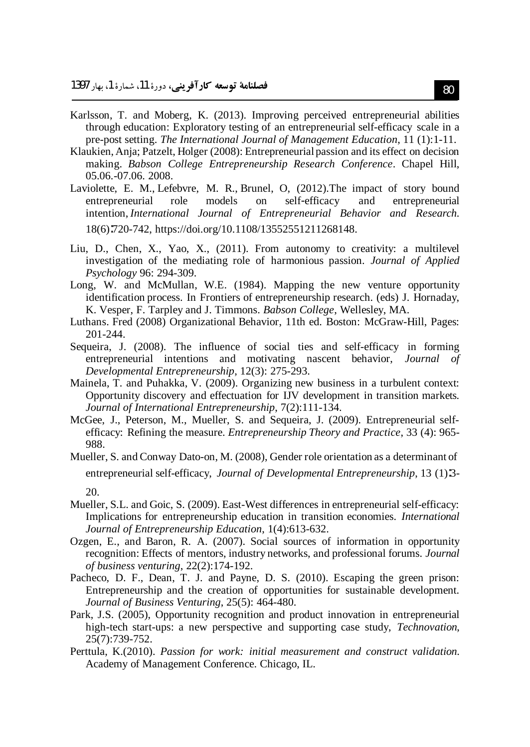Karlsson, T. and Moberg, K. (2013). Improving perceived entrepreneurial abilities through education: Exploratory testing of an entrepreneurial self-efficacy scale in a pre-post setting. *The International Journal of Management Education*, 11 (1):1-11.

Klaukien, Anja; Patzelt, Holger (2008): Entrepreneurial passion and its effect on decision making. *Babson College Entrepreneurship Research Conference*. Chapel Hill, 05.06.-07.06. 2008.

Laviolette, E. M., Lefebvre, M. R., Brunel, O, (2012).The impact of story bound entrepreneurial role models on self-efficacy and entrepreneurial intention, *International Journal of Entrepreneurial Behavior and Research.* 18(6):720-742, https://doi.org/10.1108/13552551211268148.

Liu, D., Chen, X., Yao, X., (2011). From autonomy to creativity: a multilevel investigation of the mediating role of harmonious passion. *Journal of Applied Psychology* 96: 294-309.

Long, W. and McMullan, W.E. (1984). Mapping the new venture opportunity identification process. In Frontiers of entrepreneurship research. (eds) J. Hornaday, K. Vesper, F. Tarpley and J. Timmons. *Babson College*, Wellesley, MA.

Luthans. Fred (2008) Organizational Behavior, 11th ed. Boston: McGraw-Hill, Pages: 201-244.

Sequeira, J. (2008). The influence of social ties and self-efficacy in forming entrepreneurial intentions and motivating nascent behavior, *Journal of Developmental Entrepreneurship*, 12(3): 275-293.

Mainela, T. and Puhakka, V. (2009). Organizing new business in a turbulent context: Opportunity discovery and effectuation for IJV development in transition markets. *Journal of International Entrepreneurship*, 7(2):111-134.

McGee, J., Peterson, M., Mueller, S. and Sequeira, J. (2009). Entrepreneurial self-efficacy: Refining the measure. *Entrepreneurship Theory and Practice*, 33 (4): 965-988.

Mueller, S. and Conway Dato-on, M. (2008), Gender role orientation as a determinant of entrepreneurial self-efficacy, *Journal of Developmental Entrepreneurship*, 13 (1):3-20.

Mueller, S.L. and Goic, S. (2009). East-West differences in entrepreneurial self-efficacy: Implications for entrepreneurship education in transition economies. *International Journal of Entrepreneurship Education*, 1(4):613-632.

Ozgen, E., and Baron, R. A. (2007). Social sources of information in opportunity recognition: Effects of mentors, industry networks, and professional forums. *Journal of business venturing*, 22(2):174-192.

Pacheco, D. F., Dean, T. J. and Payne, D. S. (2010). Escaping the green prison: Entrepreneurship and the creation of opportunities for sustainable development. *Journal of Business Venturing*, 25(5): 464-480.

Park, J.S. (2005), Opportunity recognition and product innovation in entrepreneurial high-tech start-ups: a new perspective and supporting case study, *Technovation*, 25(7):739-752.

Perttula, K.(2010). *Passion for work: initial measurement and construct validation.* Academy of Management Conference. Chicago, IL.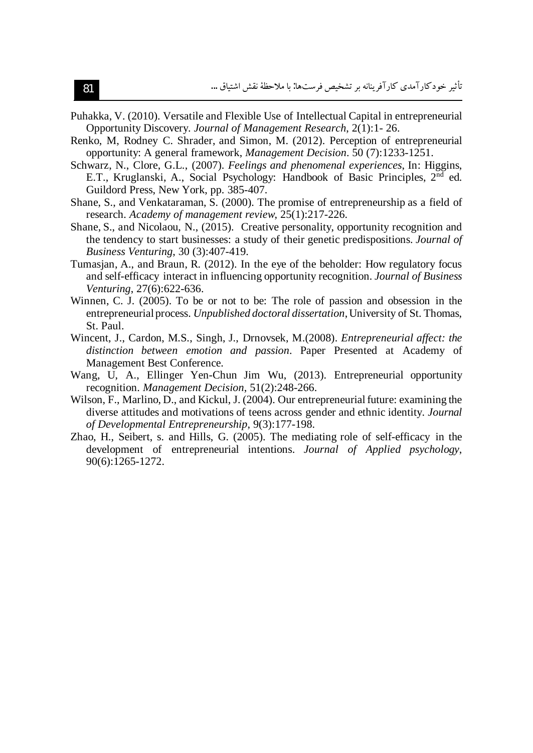Puhakka, V. (2010). Versatile and Flexible Use of Intellectual Capital in entrepreneurial Opportunity Discovery. *Journal of Management Research*, 2(1):1- 26.

Renko, M, Rodney C. Shrader, and Simon, M. (2012). Perception of entrepreneurial opportunity: A general framework, *Management Decision*. 50 (7):1233-1251.

Schwarz, N., Clore, G.L., (2007). *Feelings and phenomenal experiences*, In: Higgins, E.T., Kruglanski, A., Social Psychology: Handbook of Basic Principles, 2nd ed. Guildord Press, New York, pp. 385-407.

Shane, S., and Venkataraman, S. (2000). The promise of entrepreneurship as a field of research. *Academy of management review*, 25(1):217-226.

Shane, S., and Nicolaou, N., (2015). Creative personality, opportunity recognition and the tendency to start businesses: a study of their genetic predispositions. *Journal of Business Venturing*, 30 (3):407-419.

Tumasjan, A., and Braun, R. (2012). In the eye of the beholder: How regulatory focus and self-efficacy interact in influencing opportunity recognition. *Journal of Business Venturing*, 27(6):622-636.

Winnen, C. J. (2005). To be or not to be: The role of passion and obsession in the entrepreneurial process. *Unpublished doctoral dissertation*, University of St. Thomas, St. Paul.

Wincent, J., Cardon, M.S., Singh, J., Drnovsek, M.(2008). *Entrepreneurial affect: the distinction between emotion and passion*. Paper Presented at Academy of Management Best Conference.

Wang, U, A., Ellinger Yen-Chun Jim Wu, (2013). Entrepreneurial opportunity recognition. *Management Decision*, 51(2):248-266.

Wilson, F., Marlino, D., and Kickul, J. (2004). Our entrepreneurial future: examining the diverse attitudes and motivations of teens across gender and ethnic identity. *Journal of Developmental Entrepreneurship*, 9(3):177-198.

Zhao, H., Seibert, s. and Hills, G. (2005). The mediating role of self-efficacy in the development of entrepreneurial intentions. *Journal of Applied psychology*, 90(6):1265-1272.